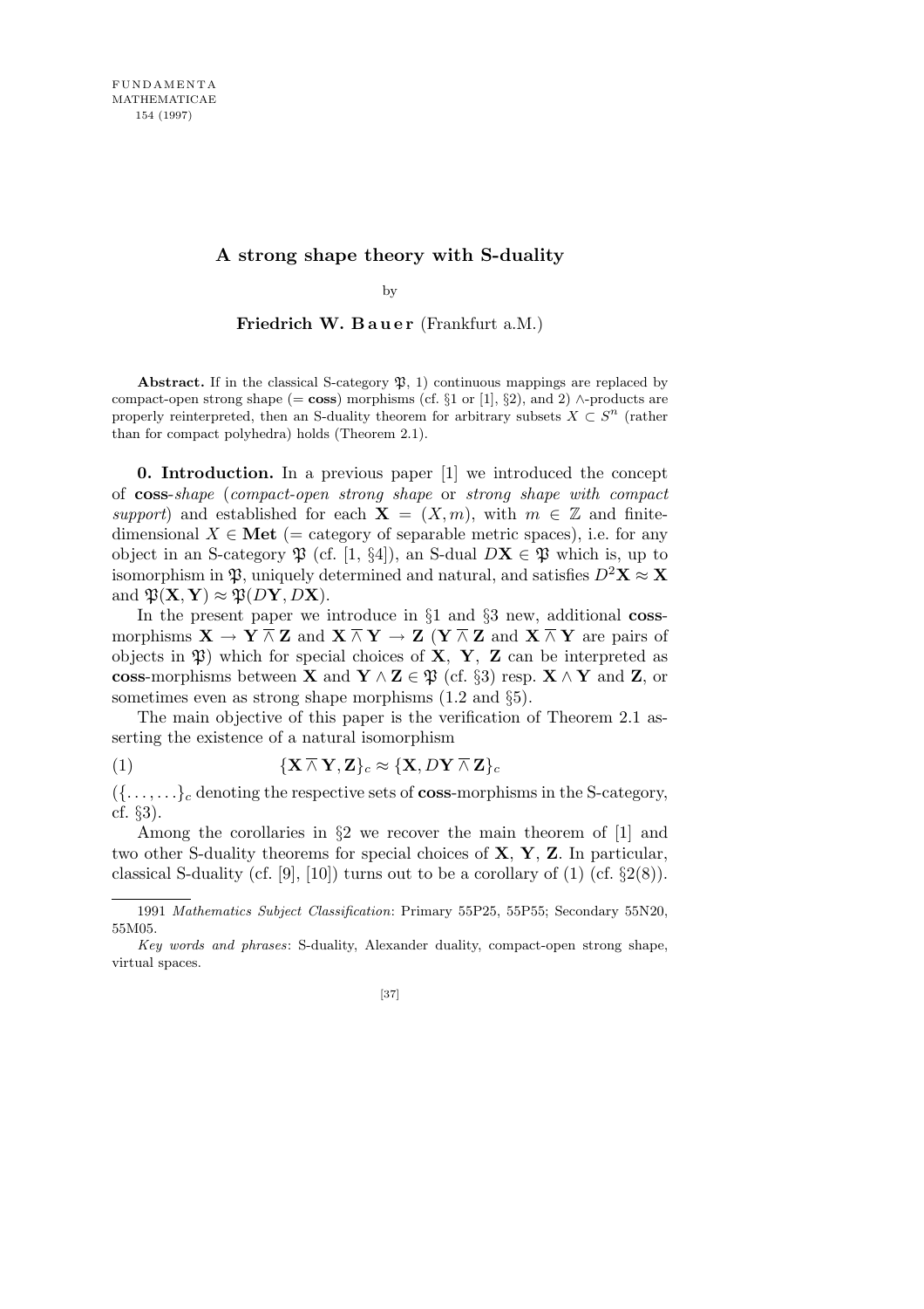# A strong shape theory with S-duality

by

**Friedrich W. Bauer** (Frankfurt a.M.)

**Abstract.** If in the classical S-category $\mathfrak{P}$, 1) continuous mappings are replaced by compact-open strong shape (= **coss**) morphisms (cf. §1 or [1], §2), and 2) $\wedge$-products are properly reinterpreted, then an S-duality theorem for arbitrary subsets $X \subset S^n$ (rather than for compact polyhedra) holds (Theorem 2.1).

**0. Introduction.** In a previous paper [1] we introduced the concept of **coss**-*shape* (*compact-open strong shape* or *strong shape with compact support*) and established for each $\mathbf{X} = (X, m)$, with $m \in \mathbb{Z}$ and finite-dimensional $X \in \mathbf{Met}$ (= category of separable metric spaces), i.e. for any object in an S-category $\mathfrak{P}$ (cf. [1, §4]), an S-dual $D\mathbf{X} \in \mathfrak{P}$ which is, up to isomorphism in $\mathfrak{P}$, uniquely determined and natural, and satisfies $D^2\mathbf{X} \approx \mathbf{X}$ and $\mathfrak{P}(\mathbf{X}, \mathbf{Y}) \approx \mathfrak{P}(D\mathbf{Y}, D\mathbf{X})$.

In the present paper we introduce in §1 and §3 new, additional **coss**-morphisms $\mathbf{X} \to \mathbf{Y} \barwedge \mathbf{Z}$ and $\mathbf{X} \barwedge \mathbf{Y} \to \mathbf{Z}$ ($\mathbf{Y} \barwedge \mathbf{Z}$ and $\mathbf{X} \barwedge \mathbf{Y}$ are pairs of objects in $\mathfrak{P}$) which for special choices of $\mathbf{X}$, $\mathbf{Y}$, $\mathbf{Z}$ can be interpreted as **coss**-morphisms between $\mathbf{X}$ and $\mathbf{Y} \wedge \mathbf{Z} \in \mathfrak{P}$ (cf. §3) resp. $\mathbf{X} \wedge \mathbf{Y}$ and $\mathbf{Z}$, or sometimes even as strong shape morphisms (1.2 and §5).

The main objective of this paper is the verification of Theorem 2.1 asserting the existence of a natural isomorphism

$$\{\mathbf{X} \barwedge \mathbf{Y}, \mathbf{Z}\}_c \approx \{\mathbf{X}, D\mathbf{Y} \barwedge \mathbf{Z}\}_c \tag{1}$$

($\{\ldots,\ldots\}_c$ denoting the respective sets of **coss**-morphisms in the S-category, cf. §3).

Among the corollaries in §2 we recover the main theorem of [1] and two other S-duality theorems for special choices of $\mathbf{X}$, $\mathbf{Y}$, $\mathbf{Z}$. In particular, classical S-duality (cf. [9], [10]) turns out to be a corollary of (1) (cf. §2(8)).

---

1991 *Mathematics Subject Classification*: Primary 55P25, 55P55; Secondary 55N20, 55M05.

*Key words and phrases*: S-duality, Alexander duality, compact-open strong shape, virtual spaces.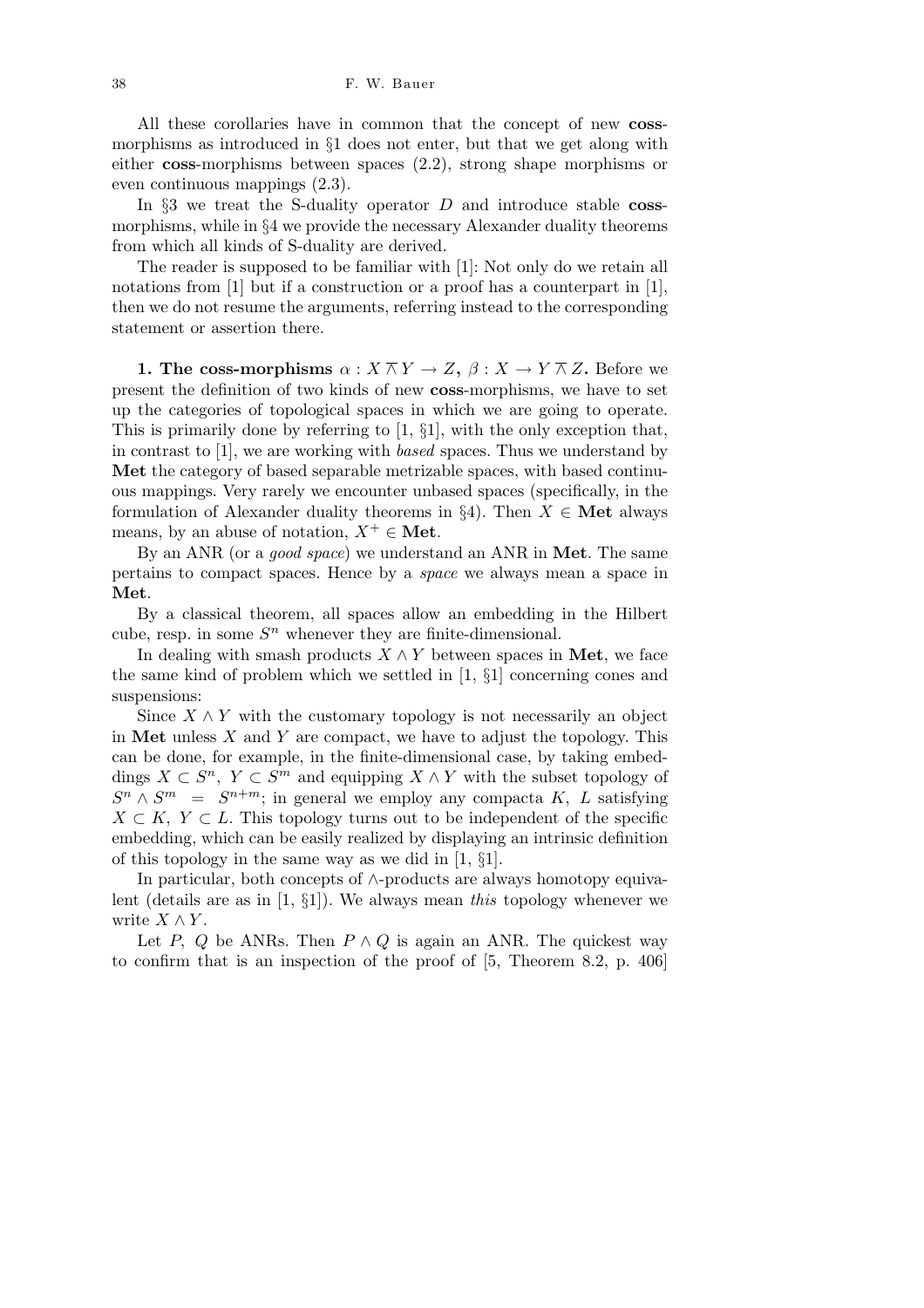All these corollaries have in common that the concept of new **coss**-morphisms as introduced in §1 does not enter, but that we get along with either **coss**-morphisms between spaces (2.2), strong shape morphisms or even continuous mappings (2.3).

In §3 we treat the S-duality operator $D$ and introduce stable **coss**-morphisms, while in §4 we provide the necessary Alexander duality theorems from which all kinds of S-duality are derived.

The reader is supposed to be familiar with [1]: Not only do we retain all notations from [1] but if a construction or a proof has a counterpart in [1], then we do not resume the arguments, referring instead to the corresponding statement or assertion there.

**1. The coss-morphisms $\alpha : X \barwedge Y \to Z$, $\beta : X \to Y \barwedge Z$.** Before we present the definition of two kinds of new **coss**-morphisms, we have to set up the categories of topological spaces in which we are going to operate. This is primarily done by referring to [1, §1], with the only exception that, in contrast to [1], we are working with *based* spaces. Thus we understand by **Met** the category of based separable metrizable spaces, with based continuous mappings. Very rarely we encounter unbased spaces (specifically, in the formulation of Alexander duality theorems in §4). Then $X \in \mathbf{Met}$ always means, by an abuse of notation, $X^+ \in \mathbf{Met}$.

By an ANR (or a *good space*) we understand an ANR in **Met**. The same pertains to compact spaces. Hence by a *space* we always mean a space in **Met**.

By a classical theorem, all spaces allow an embedding in the Hilbert cube, resp. in some $S^n$ whenever they are finite-dimensional.

In dealing with smash products $X \wedge Y$ between spaces in **Met**, we face the same kind of problem which we settled in [1, §1] concerning cones and suspensions:

Since $X \wedge Y$ with the customary topology is not necessarily an object in **Met** unless $X$ and $Y$ are compact, we have to adjust the topology. This can be done, for example, in the finite-dimensional case, by taking embeddings $X \subset S^n$, $Y \subset S^m$ and equipping $X \wedge Y$ with the subset topology of $S^n \wedge S^m = S^{n+m}$; in general we employ any compacta $K$, $L$ satisfying $X \subset K$, $Y \subset L$. This topology turns out to be independent of the specific embedding, which can be easily realized by displaying an intrinsic definition of this topology in the same way as we did in [1, §1].

In particular, both concepts of $\wedge$-products are always homotopy equivalent (details are as in [1, §1]). We always mean *this* topology whenever we write $X \wedge Y$.

Let $P$, $Q$ be ANRs. Then $P \wedge Q$ is again an ANR. The quickest way to confirm that is an inspection of the proof of [5, Theorem 8.2, p. 406]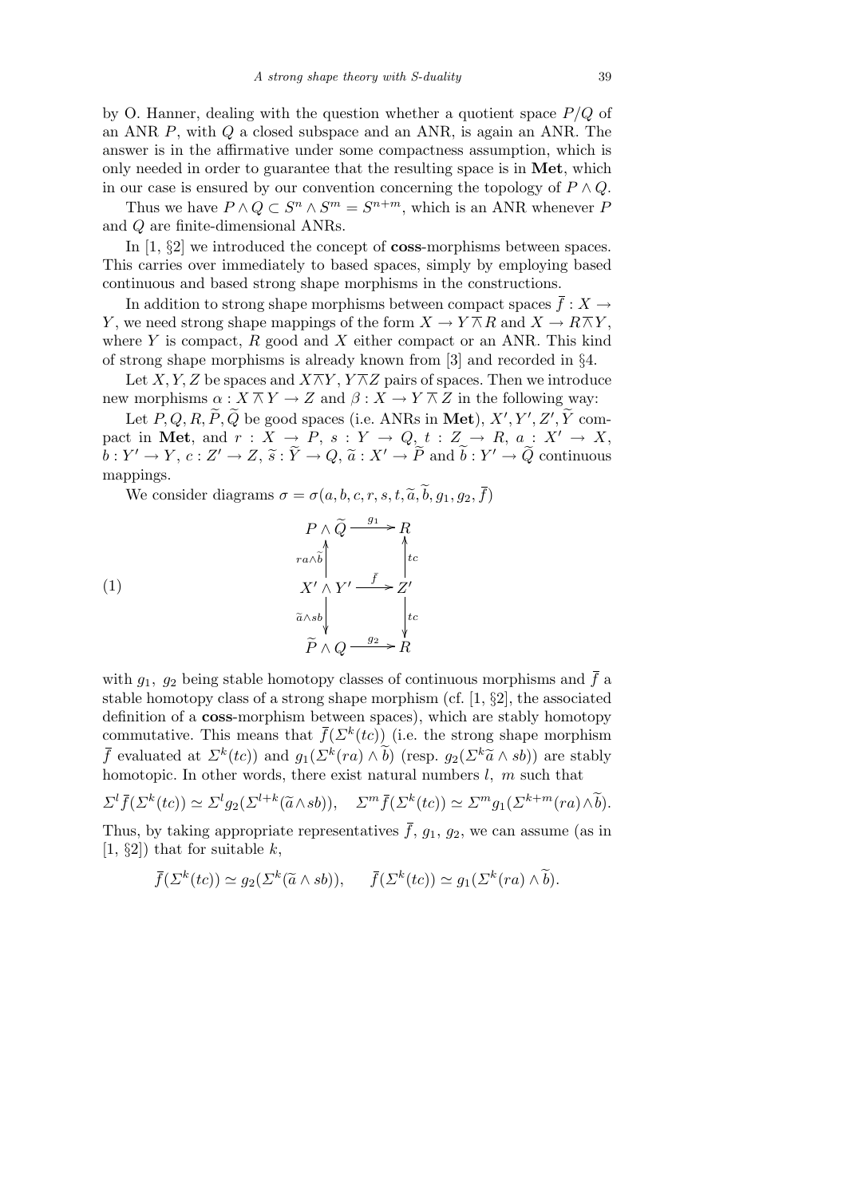by O. Hanner, dealing with the question whether a quotient space $P/Q$ of an ANR $P$, with $Q$ a closed subspace and an ANR, is again an ANR. The answer is in the affirmative under some compactness assumption, which is only needed in order to guarantee that the resulting space is in **Met**, which in our case is ensured by our convention concerning the topology of $P \wedge Q$.

Thus we have $P \wedge Q \subset S^n \wedge S^m = S^{n+m}$, which is an ANR whenever $P$ and $Q$ are finite-dimensional ANRs.

In [1, §2] we introduced the concept of **coss**-morphisms between spaces. This carries over immediately to based spaces, simply by employing based continuous and based strong shape morphisms in the constructions.

In addition to strong shape morphisms between compact spaces $\overline{f} : X \to Y$, we need strong shape mappings of the form $X \to Y \overline{\wedge} R$ and $X \to R \overline{\wedge} Y$, where $Y$ is compact, $R$ good and $X$ either compact or an ANR. This kind of strong shape morphisms is already known from [3] and recorded in §4.

Let $X, Y, Z$ be spaces and $X\overline{\wedge}Y$, $Y\overline{\wedge}Z$ pairs of spaces. Then we introduce new morphisms $\alpha : X \overline{\wedge} Y \to Z$ and $\beta : X \to Y \overline{\wedge} Z$ in the following way:

Let $P, Q, R, \widetilde{P}, \widetilde{Q}$ be good spaces (i.e. ANRs in **Met**), $X', Y', Z', \widetilde{Y}$ compact in **Met**, and $r : X \to P$, $s : Y \to Q$, $t : Z \to R$, $a : X' \to X$, $b : Y' \to Y$, $c : Z' \to Z$, $\widetilde{s} : \widetilde{Y} \to Q$, $\widetilde{a} : X' \to \widetilde{P}$ and $\widetilde{b} : Y' \to \widetilde{Q}$ continuous mappings.

We consider diagrams $\sigma = \sigma(a, b, c, r, s, t, \widetilde{a}, \widetilde{b}, g_1, g_2, \overline{f})$

$$
\begin{array}{ccc}
P \wedge \widetilde{Q} & \xrightarrow{g_1} & R \\
\uparrow {\scriptstyle ra \wedge \widetilde{b}} & & \uparrow {\scriptstyle tc} \\
X' \wedge Y' & \xrightarrow{\bar{f}} & Z' \\
\downarrow {\scriptstyle \widetilde{a} \wedge sb} & & \downarrow {\scriptstyle tc} \\
\widetilde{P} \wedge Q & \xrightarrow{g_2} & R
\end{array}
\tag{1}
$$

with $g_1$, $g_2$ being stable homotopy classes of continuous morphisms and $\overline{f}$ a stable homotopy class of a strong shape morphism (cf. [1, §2], the associated definition of a **coss**-morphism between spaces), which are stably homotopy commutative. This means that $\overline{f}(\Sigma^k(tc))$ (i.e. the strong shape morphism $\overline{f}$ evaluated at $\Sigma^k(tc)$) and $g_1(\Sigma^k(ra) \wedge \widetilde{b})$ (resp. $g_2(\Sigma^k \widetilde{a} \wedge sb)$) are stably homotopic. In other words, there exist natural numbers $l$, $m$ such that

$$
\Sigma^l \overline{f}(\Sigma^k(tc)) \simeq \Sigma^l g_2(\Sigma^{l+k}(\widetilde{a} \wedge sb)), \quad \Sigma^m \overline{f}(\Sigma^k(tc)) \simeq \Sigma^m g_1(\Sigma^{k+m}(ra) \wedge \widetilde{b}).
$$

Thus, by taking appropriate representatives $\overline{f}$, $g_1$, $g_2$, we can assume (as in [1, §2]) that for suitable $k$,

$$
\overline{f}(\Sigma^k(tc)) \simeq g_2(\Sigma^k(\widetilde{a} \wedge sb)), \qquad \overline{f}(\Sigma^k(tc)) \simeq g_1(\Sigma^k(ra) \wedge \widetilde{b}).
$$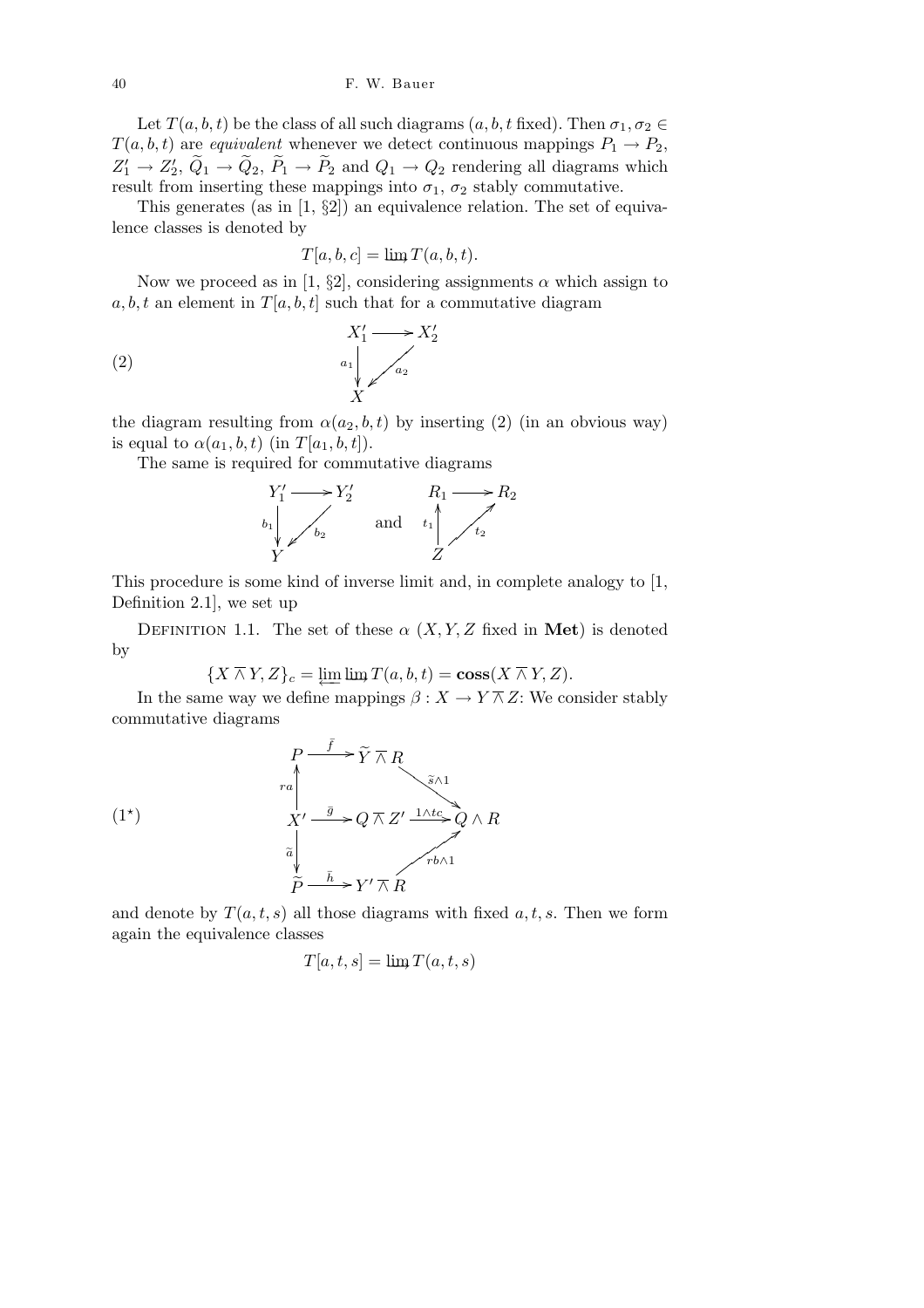Let $T(a,b,t)$ be the class of all such diagrams ($a, b, t$ fixed). Then $\sigma_1, \sigma_2 \in T(a,b,t)$ are *equivalent* whenever we detect continuous mappings $P_1 \to P_2$, $Z_1' \to Z_2'$, $\widetilde{Q}_1 \to \widetilde{Q}_2$, $\widetilde{P}_1 \to \widetilde{P}_2$ and $Q_1 \to Q_2$ rendering all diagrams which result from inserting these mappings into $\sigma_1$, $\sigma_2$ stably commutative.

This generates (as in [1, §2]) an equivalence relation. The set of equivalence classes is denoted by

$$T[a,b,c] = \varinjlim T(a,b,t).$$

Now we proceed as in [1, §2], considering assignments $\alpha$ which assign to $a, b, t$ an element in $T[a,b,t]$ such that for a commutative diagram

$$\begin{array}{ccc} X_1' & \longrightarrow & X_2' \\ {\scriptstyle a_1}\downarrow & \swarrow {\scriptstyle a_2} & \\ X & & \end{array} \tag{2}$$

the diagram resulting from $\alpha(a_2, b, t)$ by inserting (2) (in an obvious way) is equal to $\alpha(a_1, b, t)$ (in $T[a_1, b, t]$).

The same is required for commutative diagrams

$$\begin{array}{ccc} Y_1' & \longrightarrow & Y_2' \\ {\scriptstyle b_1}\downarrow & \swarrow {\scriptstyle b_2} & \\ Y & & \end{array} \qquad \text{and} \qquad \begin{array}{ccc} R_1 & \longrightarrow & R_2 \\ {\scriptstyle t_1}\uparrow & \nearrow {\scriptstyle t_2} & \\ Z & & \end{array}$$

This procedure is some kind of inverse limit and, in complete analogy to [1, Definition 2.1], we set up

Definition 1.1. The set of these $\alpha$ ($X, Y, Z$ fixed in **Met**) is denoted by

$$\{X \overline{\wedge} Y, Z\}_c = \varprojlim \varinjlim T(a,b,t) = \mathbf{coss}(X \overline{\wedge} Y, Z).$$

In the same way we define mappings $\beta : X \to Y \overline{\wedge} Z$: We consider stably commutative diagrams

$$\begin{array}{ccccc} P & \xrightarrow{\bar{f}} & \widetilde{Y} \overline{\wedge} R & & \\ {\scriptstyle ra}\uparrow & & & \searrow {\scriptstyle \widetilde{s}\wedge 1} & \\ X' & \xrightarrow{\bar{g}} & Q \overline{\wedge} Z' & \xrightarrow{1\wedge tc} & Q \wedge R \\ {\scriptstyle \widetilde{a}}\downarrow & & & \nearrow {\scriptstyle rb\wedge 1} & \\ \widetilde{P} & \xrightarrow{\bar{h}} & Y' \overline{\wedge} R & & \end{array} \tag{1*}$$

and denote by $T(a,t,s)$ all those diagrams with fixed $a, t, s$. Then we form again the equivalence classes

$$T[a,t,s] = \varinjlim T(a,t,s)$$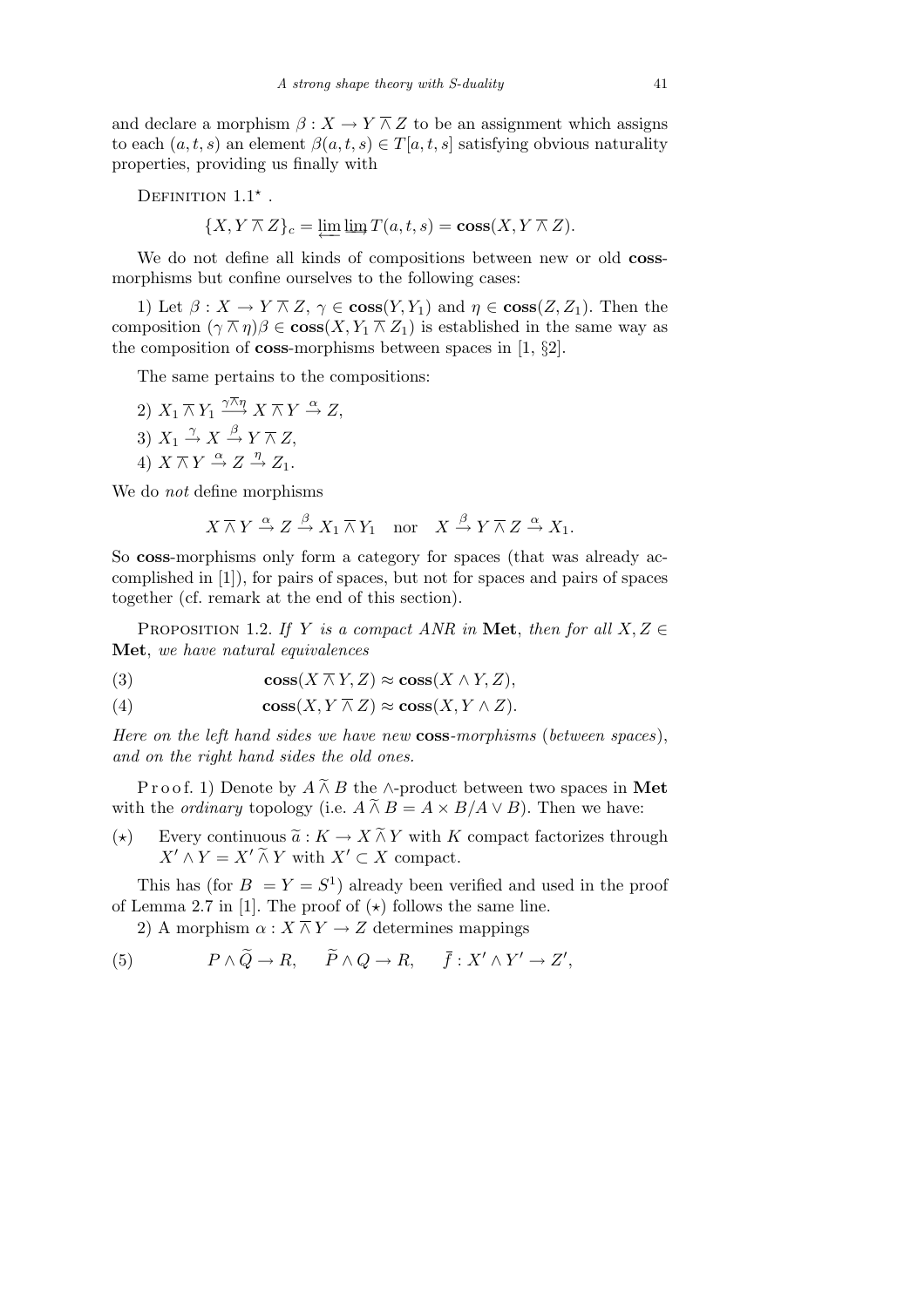and declare a morphism $\beta : X \to Y \barwedge Z$ to be an assignment which assigns to each $(a,t,s)$ an element $\beta(a,t,s) \in T[a,t,s]$ satisfying obvious naturality properties, providing us finally with

DEFINITION 1.1$^\star$ .

$$\{X, Y \barwedge Z\}_c = \varprojlim \varinjlim T(a,t,s) = \mathbf{coss}(X, Y \barwedge Z).$$

We do not define all kinds of compositions between new or old **coss**-morphisms but confine ourselves to the following cases:

1) Let $\beta : X \to Y \barwedge Z$, $\gamma \in \mathbf{coss}(Y, Y_1)$ and $\eta \in \mathbf{coss}(Z, Z_1)$. Then the composition $(\gamma \barwedge \eta)\beta \in \mathbf{coss}(X, Y_1 \barwedge Z_1)$ is established in the same way as the composition of **coss**-morphisms between spaces in [1, §2].

The same pertains to the compositions:

2) $X_1 \barwedge Y_1 \xrightarrow{\gamma \barwedge \eta} X \barwedge Y \xrightarrow{\alpha} Z$,

3) $X_1 \xrightarrow{\gamma} X \xrightarrow{\beta} Y \barwedge Z$,

4) $X \barwedge Y \xrightarrow{\alpha} Z \xrightarrow{\eta} Z_1$.

We do *not* define morphisms

$$X \barwedge Y \xrightarrow{\alpha} Z \xrightarrow{\beta} X_1 \barwedge Y_1 \quad \text{nor} \quad X \xrightarrow{\beta} Y \barwedge Z \xrightarrow{\alpha} X_1.$$

So **coss**-morphisms only form a category for spaces (that was already accomplished in [1]), for pairs of spaces, but not for spaces and pairs of spaces together (cf. remark at the end of this section).

PROPOSITION 1.2. *If $Y$ is a compact ANR in* **Met**, *then for all $X, Z \in$* **Met**, *we have natural equivalences*

$$\mathbf{coss}(X \barwedge Y, Z) \approx \mathbf{coss}(X \wedge Y, Z), \tag{3}$$

$$\mathbf{coss}(X, Y \barwedge Z) \approx \mathbf{coss}(X, Y \wedge Z). \tag{4}$$

*Here on the left hand sides we have new* **coss**-*morphisms* (*between spaces*), *and on the right hand sides the old ones.*

Proof. 1) Denote by $A \mathbin{\widetilde{\barwedge}} B$ the $\wedge$-product between two spaces in **Met** with the *ordinary* topology (i.e. $A \mathbin{\widetilde{\barwedge}} B = A \times B / A \vee B$). Then we have:

($\star$) Every continuous $\widetilde{a} : K \to X \mathbin{\widetilde{\barwedge}} Y$ with $K$ compact factorizes through $X' \wedge Y = X' \mathbin{\widetilde{\barwedge}} Y$ with $X' \subset X$ compact.

This has (for $B = Y = S^1$) already been verified and used in the proof of Lemma 2.7 in [1]. The proof of ($\star$) follows the same line.

2) A morphism $\alpha : X \barwedge Y \to Z$ determines mappings

$$P \wedge \widetilde{Q} \to R, \qquad \widetilde{P} \wedge Q \to R, \qquad \bar{f} : X' \wedge Y' \to Z', \tag{5}$$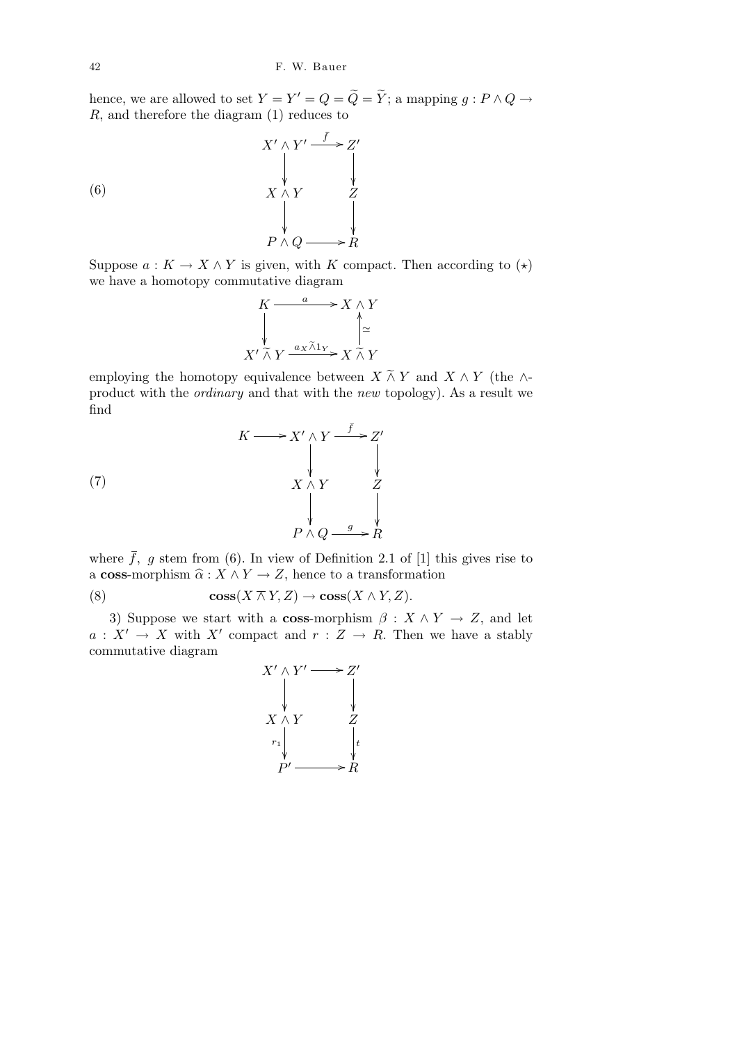hence, we are allowed to set $Y = Y' = Q = \widetilde{Q} = \widetilde{Y}$; a mapping $g : P \wedge Q \to R$, and therefore the diagram (1) reduces to

$$
(6) \qquad \begin{array}{ccc}
X' \wedge Y' & \xrightarrow{\bar{f}} & Z' \\
\downarrow & & \downarrow \\
X \wedge Y & & Z \\
\downarrow & & \downarrow \\
P \wedge Q & \longrightarrow & R
\end{array}
$$

Suppose $a : K \to X \wedge Y$ is given, with $K$ compact. Then according to $(\star)$ we have a homotopy commutative diagram

$$
\begin{array}{ccc}
K & \xrightarrow{a} & X \wedge Y \\
\downarrow & & \uparrow \simeq \\
X' \mathbin{\widetilde{\wedge}} Y & \xrightarrow{a_X \widetilde{\wedge} 1_Y} & X \mathbin{\widetilde{\wedge}} Y
\end{array}
$$

employing the homotopy equivalence between $X \mathbin{\widetilde{\wedge}} Y$ and $X \wedge Y$ (the $\wedge$-product with the *ordinary* and that with the *new* topology). As a result we find

$$
(7) \qquad \begin{array}{ccccc}
K & \longrightarrow & X' \wedge Y & \xrightarrow{\bar{f}} & Z' \\
& & \downarrow & & \downarrow \\
& & X \wedge Y & & Z \\
& & \downarrow & & \downarrow \\
& & P \wedge Q & \xrightarrow{g} & R
\end{array}
$$

where $\overline{f},\ g$ stem from (6). In view of Definition 2.1 of [1] this gives rise to a **coss**-morphism $\widehat{\alpha} : X \wedge Y \to Z$, hence to a transformation

$$
(8) \qquad \mathbf{coss}(X \mathbin{\overline{\wedge}} Y, Z) \to \mathbf{coss}(X \wedge Y, Z).
$$

3) Suppose we start with a **coss**-morphism $\beta : X \wedge Y \to Z$, and let $a : X' \to X$ with $X'$ compact and $r : Z \to R$. Then we have a stably commutative diagram

$$
\begin{array}{ccc}
X' \wedge Y' & \longrightarrow & Z' \\
\downarrow & & \downarrow \\
X \wedge Y & & Z \\
{\scriptstyle r_1}\downarrow & & \downarrow{\scriptstyle t} \\
P' & \longrightarrow & R
\end{array}
$$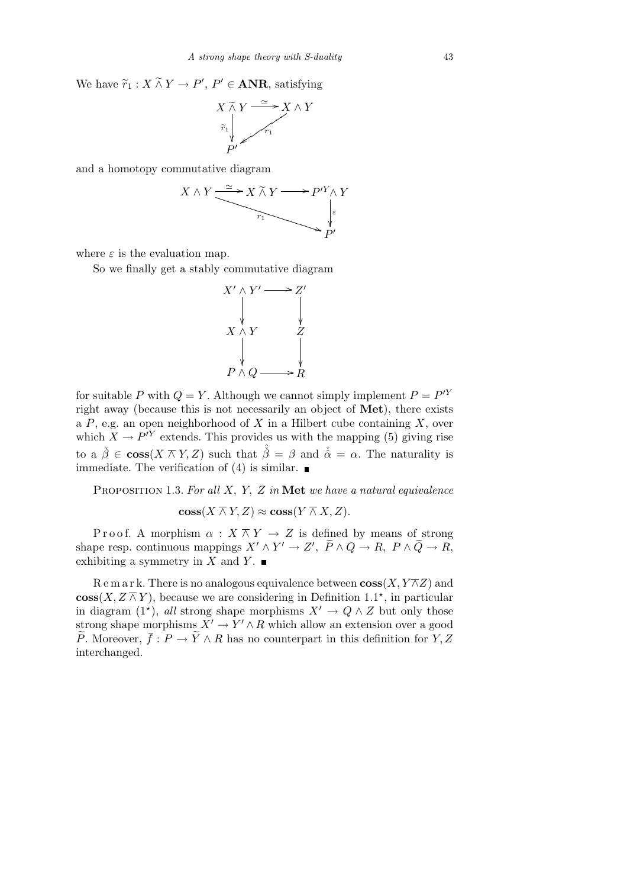We have $\widetilde{r}_1 : X \mathbin{\widetilde{\wedge}} Y \to P'$, $P' \in \mathbf{ANR}$, satisfying

$$\begin{array}{ccc} X \mathbin{\widetilde{\wedge}} Y & \xrightarrow{\simeq} & X \wedge Y \\ {\scriptstyle \widetilde{r}_1}\big\downarrow & \swarrow{\scriptstyle r_1} & \\ P' & & \end{array}$$

and a homotopy commutative diagram

$$\begin{array}{ccccc} X \wedge Y & \xrightarrow{\simeq} & X \mathbin{\widetilde{\wedge}} Y & \longrightarrow & P'^Y \wedge Y \\ & \searrow^{r_1} & & & \big\downarrow{\scriptstyle \varepsilon} \\ & & & & P' \end{array}$$

where $\varepsilon$ is the evaluation map.

So we finally get a stably commutative diagram

$$\begin{array}{ccc} X' \wedge Y' & \longrightarrow & Z' \\ \big\downarrow & & \big\downarrow \\ X \wedge Y & & Z \\ \big\downarrow & & \big\downarrow \\ P \wedge Q & \longrightarrow & R \end{array}$$

for suitable $P$ with $Q = Y$. Although we cannot simply implement $P = P'^Y$ right away (because this is not necessarily an object of **Met**), there exists a $P$, e.g. an open neighborhood of $X$ in a Hilbert cube containing $X$, over which $X \to P'^Y$ extends. This provides us with the mapping (5) giving rise to a $\check{\beta} \in \mathbf{coss}(X \mathbin{\overline{\wedge}} Y, Z)$ such that $\hat{\check{\beta}} = \beta$ and $\check{\hat{\alpha}} = \alpha$. The naturality is immediate. The verification of (4) is similar. ∎

Proposition 1.3. *For all $X$, $Y$, $Z$ in* **Met** *we have a natural equivalence*

$$\mathbf{coss}(X \mathbin{\overline{\wedge}} Y, Z) \approx \mathbf{coss}(Y \mathbin{\overline{\wedge}} X, Z).$$

Proof. A morphism $\alpha : X \mathbin{\overline{\wedge}} Y \to Z$ is defined by means of strong shape resp. continuous mappings $X' \wedge Y' \to Z'$, $\widetilde{P} \wedge Q \to R$, $P \wedge \widetilde{Q} \to R$, exhibiting a symmetry in $X$ and $Y$. ∎

Remark. There is no analogous equivalence between $\mathbf{coss}(X, Y \mathbin{\overline{\wedge}} Z)$ and $\mathbf{coss}(X, Z \mathbin{\overline{\wedge}} Y)$, because we are considering in Definition 1.1*, in particular in diagram (1*), *all* strong shape morphisms $X' \to Q \wedge Z$ but only those strong shape morphisms $X' \to Y' \wedge R$ which allow an extension over a good $\widetilde{P}$. Moreover, $\overline{f} : P \to \widetilde{Y} \wedge R$ has no counterpart in this definition for $Y, Z$ interchanged.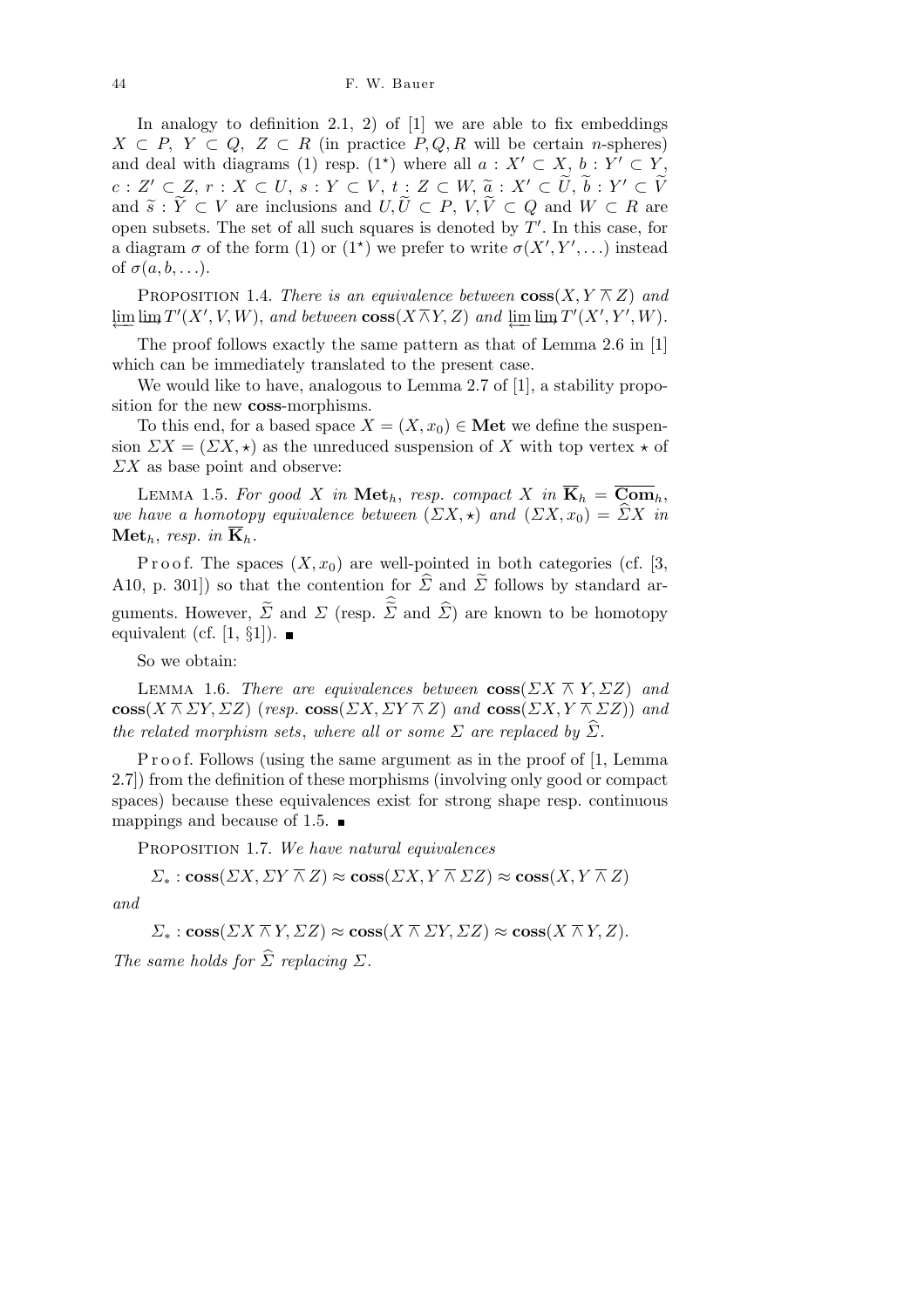In analogy to definition 2.1, 2) of [1] we are able to fix embeddings $X \subset P$, $Y \subset Q$, $Z \subset R$ (in practice $P, Q, R$ will be certain $n$-spheres) and deal with diagrams (1) resp. ($1^\star$) where all $a : X' \subset X$, $b : Y' \subset Y$, $c : Z' \subset Z$, $r : X \subset U$, $s : Y \subset V$, $t : Z \subset W$, $\widetilde{a} : X' \subset \widetilde{U}$, $\widetilde{b} : Y' \subset \widetilde{V}$ and $\widetilde{s} : \widetilde{Y} \subset V$ are inclusions and $U, \widetilde{U} \subset P$, $V, \widetilde{V} \subset Q$ and $W \subset R$ are open subsets. The set of all such squares is denoted by $T'$. In this case, for a diagram $\sigma$ of the form (1) or ($1^\star$) we prefer to write $\sigma(X', Y', \ldots)$ instead of $\sigma(a, b, \ldots)$.

Proposition 1.4. *There is an equivalence between* $\mathbf{coss}(X, Y \barwedge Z)$ *and* $\varprojlim \varinjlim T'(X', V, W)$, *and between* $\mathbf{coss}(X \barwedge Y, Z)$ *and* $\varprojlim \varinjlim T'(X', Y', W)$.

The proof follows exactly the same pattern as that of Lemma 2.6 in [1] which can be immediately translated to the present case.

We would like to have, analogous to Lemma 2.7 of [1], a stability proposition for the new **coss**-morphisms.

To this end, for a based space $X = (X, x_0) \in \mathbf{Met}$ we define the suspension $\Sigma X = (\Sigma X, \star)$ as the unreduced suspension of $X$ with top vertex $\star$ of $\Sigma X$ as base point and observe:

Lemma 1.5. *For good $X$ in $\mathbf{Met}_h$, resp. compact $X$ in $\overline{\mathbf{K}}_h = \overline{\mathbf{Com}}_h$, we have a homotopy equivalence between $(\Sigma X, \star)$ and $(\Sigma X, x_0) = \widehat{\Sigma} X$ in $\mathbf{Met}_h$, resp. in $\overline{\mathbf{K}}_h$.*

Proof. The spaces $(X, x_0)$ are well-pointed in both categories (cf. [3, A10, p. 301]) so that the contention for $\widehat{\Sigma}$ and $\widetilde{\Sigma}$ follows by standard arguments. However, $\widetilde{\Sigma}$ and $\Sigma$ (resp. $\widehat{\widetilde{\Sigma}}$ and $\widehat{\Sigma}$) are known to be homotopy equivalent (cf. [1, §1]). ∎

So we obtain:

Lemma 1.6. *There are equivalences between* $\mathbf{coss}(\Sigma X \barwedge Y, \Sigma Z)$ *and* $\mathbf{coss}(X \barwedge \Sigma Y, \Sigma Z)$ (*resp.* $\mathbf{coss}(\Sigma X, \Sigma Y \barwedge Z)$ *and* $\mathbf{coss}(\Sigma X, Y \barwedge \Sigma Z)$) *and the related morphism sets*, *where all or some* $\Sigma$ *are replaced by* $\widehat{\Sigma}$.

Proof. Follows (using the same argument as in the proof of [1, Lemma 2.7]) from the definition of these morphisms (involving only good or compact spaces) because these equivalences exist for strong shape resp. continuous mappings and because of 1.5. ∎

Proposition 1.7. *We have natural equivalences*

$$\Sigma_* : \mathbf{coss}(\Sigma X, \Sigma Y \barwedge Z) \approx \mathbf{coss}(\Sigma X, Y \barwedge \Sigma Z) \approx \mathbf{coss}(X, Y \barwedge Z)$$

*and*

$$\Sigma_* : \mathbf{coss}(\Sigma X \barwedge Y, \Sigma Z) \approx \mathbf{coss}(X \barwedge \Sigma Y, \Sigma Z) \approx \mathbf{coss}(X \barwedge Y, Z).$$

*The same holds for $\widehat{\Sigma}$ replacing $\Sigma$.*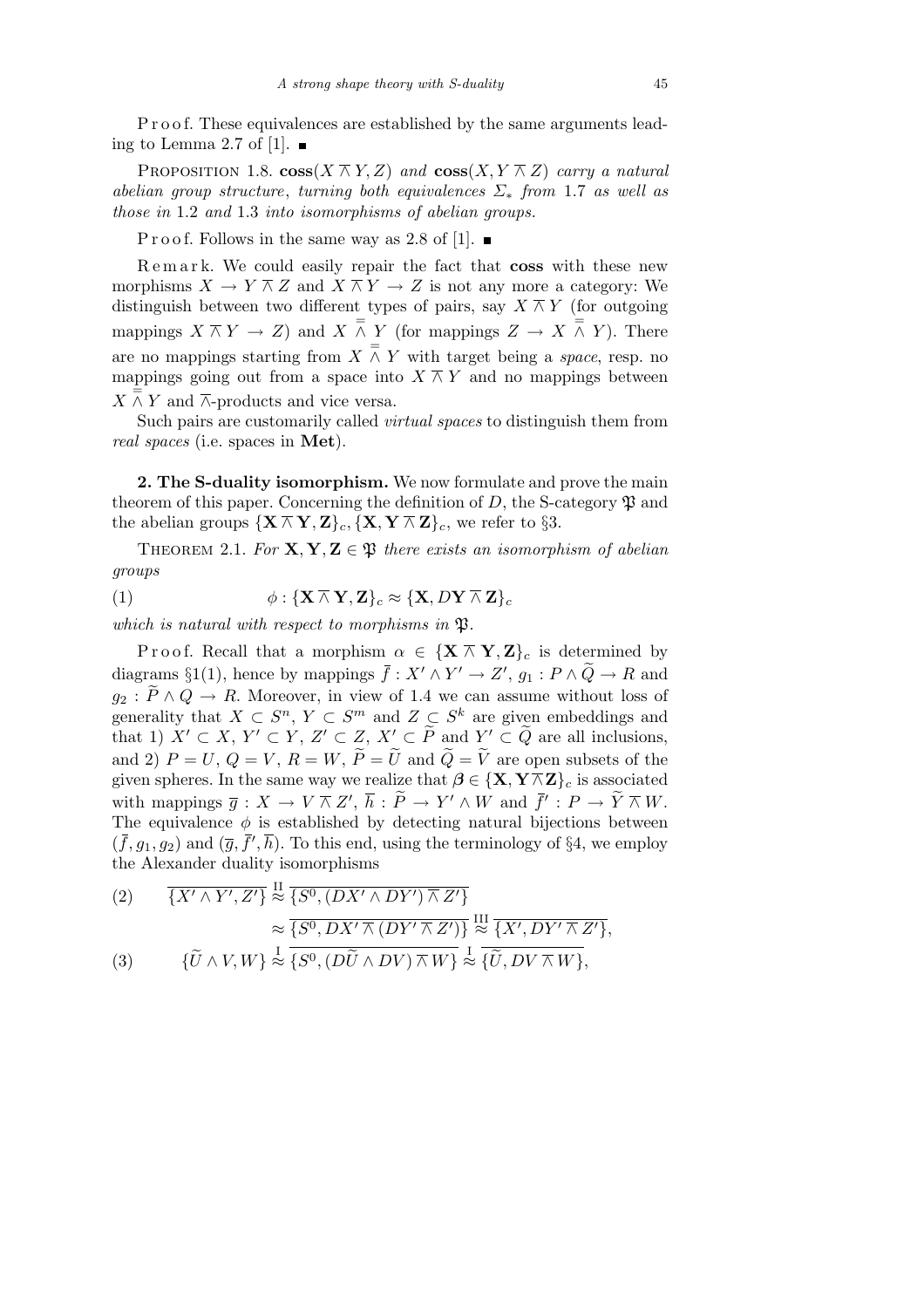P r o o f. These equivalences are established by the same arguments leading to Lemma 2.7 of [1]. ∎

PROPOSITION 1.8. $\mathbf{coss}(X \barwedge Y, Z)$ *and* $\mathbf{coss}(X, Y \barwedge Z)$ *carry a natural abelian group structure*, *turning both equivalences* $\Sigma_*$ *from* 1.7 *as well as those in* 1.2 *and* 1.3 *into isomorphisms of abelian groups.*

P r o o f. Follows in the same way as 2.8 of [1]. ∎

R e m a r k. We could easily repair the fact that **coss** with these new morphisms $X \to Y \barwedge Z$ and $X \barwedge Y \to Z$ is not any more a category: We distinguish between two different types of pairs, say $X \barwedge Y$ (for outgoing mappings $X \barwedge Y \to Z$) and $X \overset{=}{\wedge} Y$ (for mappings $Z \to X \overset{=}{\wedge} Y$). There are no mappings starting from $X \overset{=}{\wedge} Y$ with target being a *space*, resp. no mappings going out from a space into $X \barwedge Y$ and no mappings between $X \overset{=}{\wedge} Y$ and $\barwedge$-products and vice versa.

Such pairs are customarily called *virtual spaces* to distinguish them from *real spaces* (i.e. spaces in **Met**).

**2. The S-duality isomorphism.** We now formulate and prove the main theorem of this paper. Concerning the definition of $D$, the S-category $\mathfrak{P}$ and the abelian groups $\{\mathbf{X} \barwedge \mathbf{Y}, \mathbf{Z}\}_c$, $\{\mathbf{X}, \mathbf{Y} \barwedge \mathbf{Z}\}_c$, we refer to §3.

THEOREM 2.1. *For* $\mathbf{X}, \mathbf{Y}, \mathbf{Z} \in \mathfrak{P}$ *there exists an isomorphism of abelian groups*

$$\phi : \{\mathbf{X} \barwedge \mathbf{Y}, \mathbf{Z}\}_c \approx \{\mathbf{X}, D\mathbf{Y} \barwedge \mathbf{Z}\}_c \tag{1}$$

*which is natural with respect to morphisms in* $\mathfrak{P}$.

P r o o f. Recall that a morphism $\alpha \in \{\mathbf{X} \barwedge \mathbf{Y}, \mathbf{Z}\}_c$ is determined by diagrams §1(1), hence by mappings $\bar{f} : X' \wedge Y' \to Z'$, $g_1 : P \wedge \widetilde{Q} \to R$ and $g_2 : \widetilde{P} \wedge Q \to R$. Moreover, in view of 1.4 we can assume without loss of generality that $X \subset S^n$, $Y \subset S^m$ and $Z \subset S^k$ are given embeddings and that 1) $X' \subset X$, $Y' \subset Y$, $Z' \subset Z$, $X' \subset \widetilde{P}$ and $Y' \subset \widetilde{Q}$ are all inclusions, and 2) $P = U$, $Q = V$, $R = W$, $\widetilde{P} = \widetilde{U}$ and $\widetilde{Q} = \widetilde{V}$ are open subsets of the given spheres. In the same way we realize that $\boldsymbol{\beta} \in \{\mathbf{X}, \mathbf{Y} \barwedge \mathbf{Z}\}_c$ is associated with mappings $\overline{g} : X \to V \barwedge Z'$, $\overline{h} : \widetilde{P} \to Y' \wedge W$ and $\overline{f}' : P \to \widetilde{Y} \barwedge W$. The equivalence $\phi$ is established by detecting natural bijections between $(\bar{f}, g_1, g_2)$ and $(\overline{g}, \overline{f}', \overline{h})$. To this end, using the terminology of §4, we employ the Alexander duality isomorphisms

$$\begin{aligned}
(2) \qquad \overline{\{X' \wedge Y', Z'\}} &\overset{\mathrm{II}}{\approx} \overline{\{S^0, (DX' \wedge DY') \barwedge Z'\}} \\
&\approx \overline{\{S^0, DX' \barwedge (DY' \barwedge Z')\}} \overset{\mathrm{III}}{\approx} \overline{\{X', DY' \barwedge Z'\}}, \\
(3) \qquad \{\widetilde{U} \wedge V, W\} &\overset{\mathrm{I}}{\approx} \overline{\{S^0, (D\widetilde{U} \wedge DV) \barwedge W\}} \overset{\mathrm{I}}{\approx} \overline{\{\widetilde{U}, DV \barwedge W\}},
\end{aligned}$$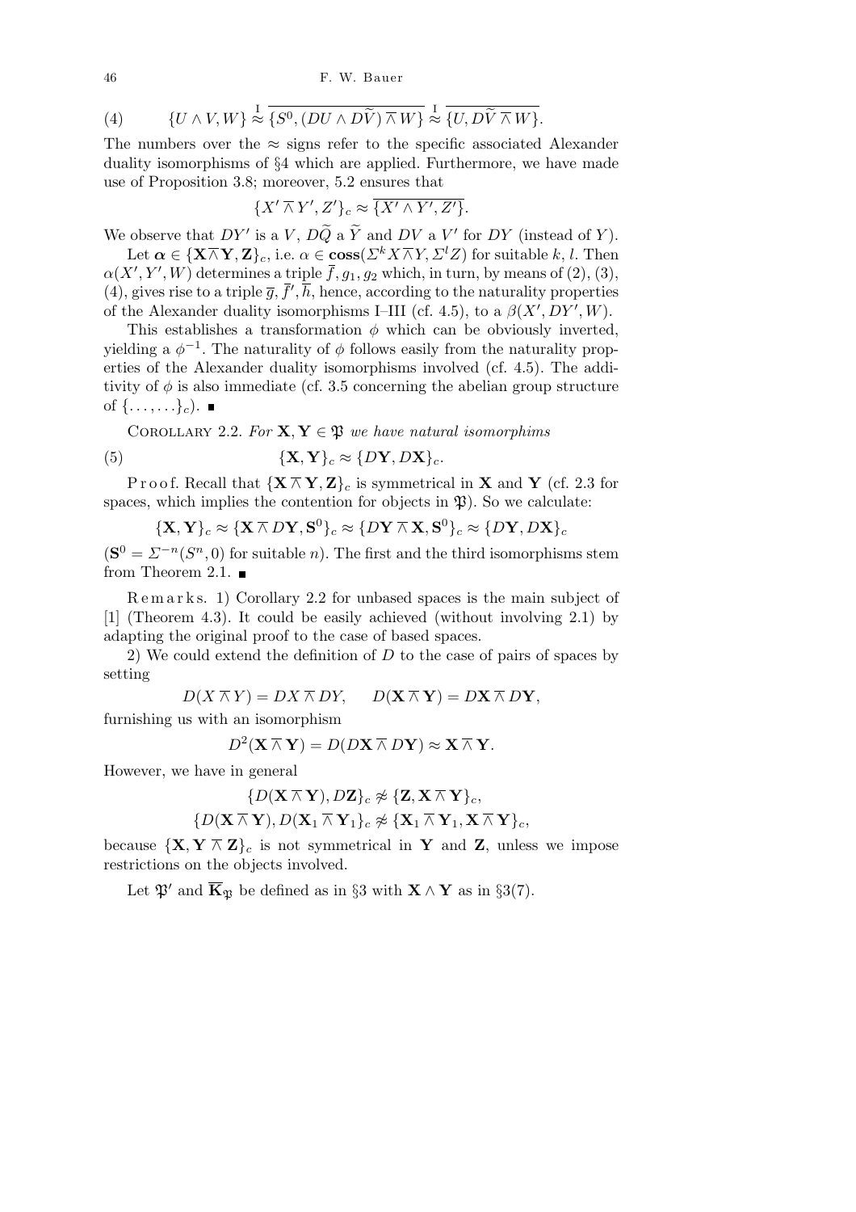$$\{U \wedge V, W\} \overset{\mathrm{I}}{\approx} \overline{\{S^0, (DU \wedge D\widetilde{V}) \barwedge W\}} \overset{\mathrm{I}}{\approx} \overline{\{U, D\widetilde{V} \barwedge W\}}. \tag{4}$$

The numbers over the $\approx$ signs refer to the specific associated Alexander duality isomorphisms of §4 which are applied. Furthermore, we have made use of Proposition 3.8; moreover, 5.2 ensures that

$$\{X' \barwedge Y', Z'\}_c \approx \overline{\{X' \wedge Y', Z'\}}.$$

We observe that $DY'$ is a $V$, $D\widetilde{Q}$ a $\widetilde{Y}$ and $DV$ a $V'$ for $DY$ (instead of $Y$).

Let $\boldsymbol{\alpha} \in \{\mathbf{X} \barwedge \mathbf{Y}, \mathbf{Z}\}_c$, i.e. $\alpha \in \mathbf{coss}(\Sigma^k X \barwedge Y, \Sigma^l Z)$ for suitable $k$, $l$. Then $\alpha(X', Y', W)$ determines a triple $\overline{f}, g_1, g_2$ which, in turn, by means of (2), (3), (4), gives rise to a triple $\overline{g}, \overline{f}', \overline{h}$, hence, according to the naturality properties of the Alexander duality isomorphisms I–III (cf. 4.5), to a $\beta(X', DY', W)$.

This establishes a transformation $\phi$ which can be obviously inverted, yielding a $\phi^{-1}$. The naturality of $\phi$ follows easily from the naturality properties of the Alexander duality isomorphisms involved (cf. 4.5). The additivity of $\phi$ is also immediate (cf. 3.5 concerning the abelian group structure of $\{\ldots,\ldots\}_c$). ∎

Corollary 2.2. *For $\mathbf{X}, \mathbf{Y} \in \mathfrak{P}$ we have natural isomorphims*

$$\{\mathbf{X}, \mathbf{Y}\}_c \approx \{D\mathbf{Y}, D\mathbf{X}\}_c. \tag{5}$$

Proof. Recall that $\{\mathbf{X} \barwedge \mathbf{Y}, \mathbf{Z}\}_c$ is symmetrical in $\mathbf{X}$ and $\mathbf{Y}$ (cf. 2.3 for spaces, which implies the contention for objects in $\mathfrak{P}$). So we calculate:

$$\{\mathbf{X}, \mathbf{Y}\}_c \approx \{\mathbf{X} \barwedge D\mathbf{Y}, \mathbf{S}^0\}_c \approx \{D\mathbf{Y} \barwedge \mathbf{X}, \mathbf{S}^0\}_c \approx \{D\mathbf{Y}, D\mathbf{X}\}_c$$

($\mathbf{S}^0 = \Sigma^{-n}(S^n, 0)$ for suitable $n$). The first and the third isomorphisms stem from Theorem 2.1. ∎

Remarks. 1) Corollary 2.2 for unbased spaces is the main subject of [1] (Theorem 4.3). It could be easily achieved (without involving 2.1) by adapting the original proof to the case of based spaces.

2) We could extend the definition of $D$ to the case of pairs of spaces by setting

$$D(X \barwedge Y) = DX \barwedge DY, \qquad D(\mathbf{X} \barwedge \mathbf{Y}) = D\mathbf{X} \barwedge D\mathbf{Y},$$

furnishing us with an isomorphism

$$D^2(\mathbf{X} \barwedge \mathbf{Y}) = D(D\mathbf{X} \barwedge D\mathbf{Y}) \approx \mathbf{X} \barwedge \mathbf{Y}.$$

However, we have in general

$$\{D(\mathbf{X} \barwedge \mathbf{Y}), D\mathbf{Z}\}_c \not\approx \{\mathbf{Z}, \mathbf{X} \barwedge \mathbf{Y}\}_c,$$
$$\{D(\mathbf{X} \barwedge \mathbf{Y}), D(\mathbf{X}_1 \barwedge \mathbf{Y}_1\}_c \not\approx \{\mathbf{X}_1 \barwedge \mathbf{Y}_1, \mathbf{X} \barwedge \mathbf{Y}\}_c,$$

because $\{\mathbf{X}, \mathbf{Y} \barwedge \mathbf{Z}\}_c$ is not symmetrical in $\mathbf{Y}$ and $\mathbf{Z}$, unless we impose restrictions on the objects involved.

Let $\mathfrak{P}'$ and $\overline{\mathbf{K}}_{\mathfrak{P}}$ be defined as in §3 with $\mathbf{X} \wedge \mathbf{Y}$ as in §3(7).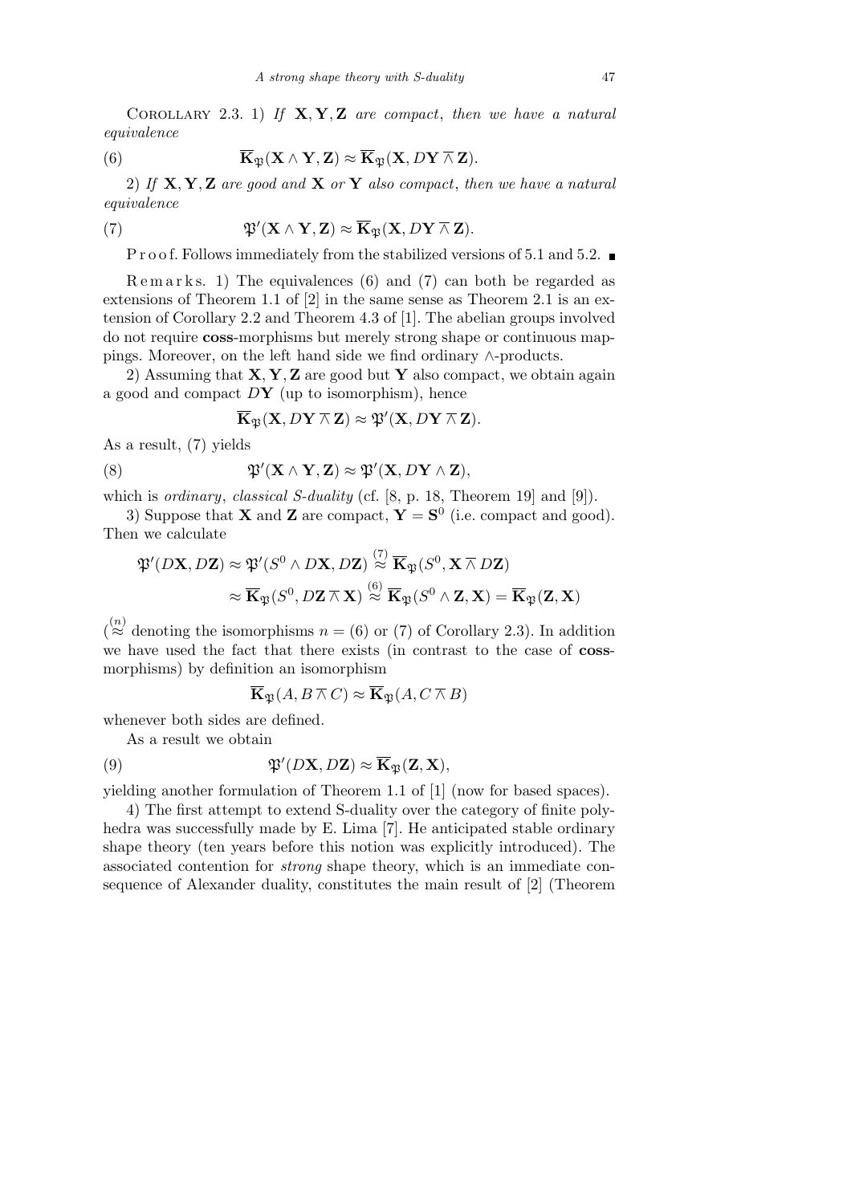Corollary 2.3. 1) *If* $\mathbf{X}, \mathbf{Y}, \mathbf{Z}$ *are compact*, *then we have a natural equivalence*

$$\overline{\mathbf{K}}_{\mathfrak{P}}(\mathbf{X} \wedge \mathbf{Y}, \mathbf{Z}) \approx \overline{\mathbf{K}}_{\mathfrak{P}}(\mathbf{X}, D\mathbf{Y} \barwedge \mathbf{Z}). \tag{6}$$

2) *If* $\mathbf{X}, \mathbf{Y}, \mathbf{Z}$ *are good and* $\mathbf{X}$ *or* $\mathbf{Y}$ *also compact*, *then we have a natural equivalence*

$$\mathfrak{P}'(\mathbf{X} \wedge \mathbf{Y}, \mathbf{Z}) \approx \overline{\mathbf{K}}_{\mathfrak{P}}(\mathbf{X}, D\mathbf{Y} \barwedge \mathbf{Z}). \tag{7}$$

Proof. Follows immediately from the stabilized versions of 5.1 and 5.2. ■

Remarks. 1) The equivalences (6) and (7) can both be regarded as extensions of Theorem 1.1 of [2] in the same sense as Theorem 2.1 is an extension of Corollary 2.2 and Theorem 4.3 of [1]. The abelian groups involved do not require **coss**-morphisms but merely strong shape or continuous mappings. Moreover, on the left hand side we find ordinary $\wedge$-products.

2) Assuming that $\mathbf{X}, \mathbf{Y}, \mathbf{Z}$ are good but $\mathbf{Y}$ also compact, we obtain again a good and compact $D\mathbf{Y}$ (up to isomorphism), hence

$$\overline{\mathbf{K}}_{\mathfrak{P}}(\mathbf{X}, D\mathbf{Y} \barwedge \mathbf{Z}) \approx \mathfrak{P}'(\mathbf{X}, D\mathbf{Y} \barwedge \mathbf{Z}).$$

As a result, (7) yields

$$\mathfrak{P}'(\mathbf{X} \wedge \mathbf{Y}, \mathbf{Z}) \approx \mathfrak{P}'(\mathbf{X}, D\mathbf{Y} \wedge \mathbf{Z}), \tag{8}$$

which is *ordinary*, *classical S-duality* (cf. [8, p. 18, Theorem 19] and [9]).

3) Suppose that $\mathbf{X}$ and $\mathbf{Z}$ are compact, $\mathbf{Y} = \mathbf{S}^0$ (i.e. compact and good). Then we calculate

$$\begin{aligned}
\mathfrak{P}'(D\mathbf{X}, D\mathbf{Z}) &\approx \mathfrak{P}'(S^0 \wedge D\mathbf{X}, D\mathbf{Z}) \overset{(7)}{\approx} \overline{\mathbf{K}}_{\mathfrak{P}}(S^0, \mathbf{X} \barwedge D\mathbf{Z}) \\
&\approx \overline{\mathbf{K}}_{\mathfrak{P}}(S^0, D\mathbf{Z} \barwedge \mathbf{X}) \overset{(6)}{\approx} \overline{\mathbf{K}}_{\mathfrak{P}}(S^0 \wedge \mathbf{Z}, \mathbf{X}) = \overline{\mathbf{K}}_{\mathfrak{P}}(\mathbf{Z}, \mathbf{X})
\end{aligned}$$

($\overset{(n)}{\approx}$ denoting the isomorphisms $n = (6)$ or $(7)$ of Corollary 2.3). In addition we have used the fact that there exists (in contrast to the case of **coss**-morphisms) by definition an isomorphism

$$\overline{\mathbf{K}}_{\mathfrak{P}}(A, B \barwedge C) \approx \overline{\mathbf{K}}_{\mathfrak{P}}(A, C \barwedge B)$$

whenever both sides are defined.

As a result we obtain

$$\mathfrak{P}'(D\mathbf{X}, D\mathbf{Z}) \approx \overline{\mathbf{K}}_{\mathfrak{P}}(\mathbf{Z}, \mathbf{X}), \tag{9}$$

yielding another formulation of Theorem 1.1 of [1] (now for based spaces).

4) The first attempt to extend S-duality over the category of finite polyhedra was successfully made by E. Lima [7]. He anticipated stable ordinary shape theory (ten years before this notion was explicitly introduced). The associated contention for *strong* shape theory, which is an immediate consequence of Alexander duality, constitutes the main result of [2] (Theorem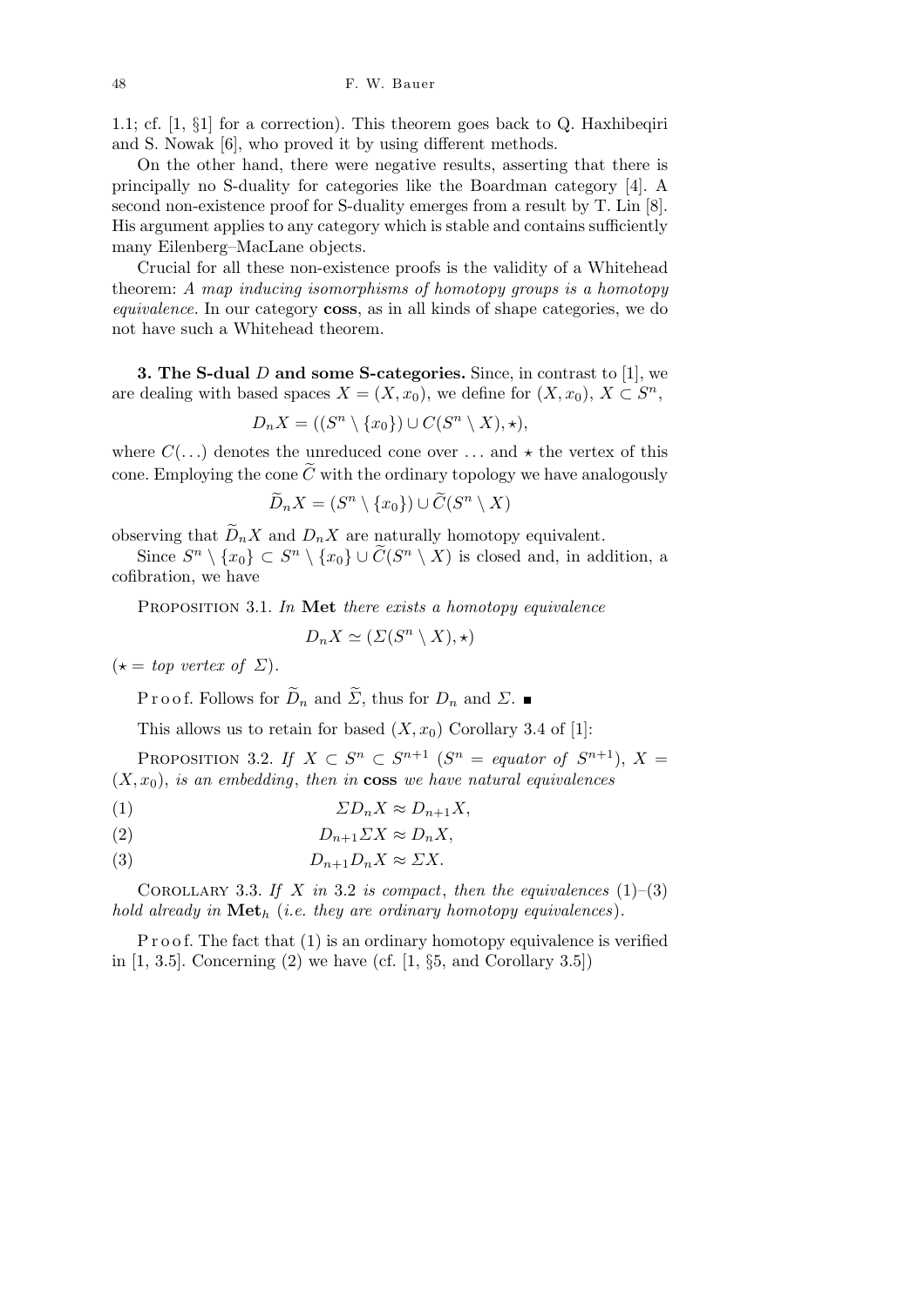1.1; cf. [1, §1] for a correction). This theorem goes back to Q. Haxhibeqiri and S. Nowak [6], who proved it by using different methods.

On the other hand, there were negative results, asserting that there is principally no S-duality for categories like the Boardman category [4]. A second non-existence proof for S-duality emerges from a result by T. Lin [8]. His argument applies to any category which is stable and contains sufficiently many Eilenberg–MacLane objects.

Crucial for all these non-existence proofs is the validity of a Whitehead theorem: *A map inducing isomorphisms of homotopy groups is a homotopy equivalence.* In our category **coss**, as in all kinds of shape categories, we do not have such a Whitehead theorem.

**3. The S-dual $D$ and some S-categories.** Since, in contrast to [1], we are dealing with based spaces $X = (X, x_0)$, we define for $(X, x_0)$, $X \subset S^n$,

$$D_n X = ((S^n \setminus \{x_0\}) \cup C(S^n \setminus X), \star),$$

where $C(\ldots)$ denotes the unreduced cone over $\ldots$ and $\star$ the vertex of this cone. Employing the cone $\widetilde{C}$ with the ordinary topology we have analogously

$$\widetilde{D}_n X = (S^n \setminus \{x_0\}) \cup \widetilde{C}(S^n \setminus X)$$

observing that $\widetilde{D}_n X$ and $D_n X$ are naturally homotopy equivalent.

Since $S^n \setminus \{x_0\} \subset S^n \setminus \{x_0\} \cup \widetilde{C}(S^n \setminus X)$ is closed and, in addition, a cofibration, we have

Proposition 3.1. *In* **Met** *there exists a homotopy equivalence*

$$D_n X \simeq (\Sigma(S^n \setminus X), \star)$$

($\star =$ *top vertex of* $\Sigma$).

Proof. Follows for $\widetilde{D}_n$ and $\widetilde{\Sigma}$, thus for $D_n$ and $\Sigma$. ∎

This allows us to retain for based $(X, x_0)$ Corollary 3.4 of [1]:

Proposition 3.2. *If* $X \subset S^n \subset S^{n+1}$ ($S^n =$ *equator of* $S^{n+1}$), $X = (X, x_0)$, *is an embedding*, *then in* **coss** *we have natural equivalences*

$$\Sigma D_n X \approx D_{n+1} X, \tag{1}$$

$$D_{n+1} \Sigma X \approx D_n X, \tag{2}$$

$$D_{n+1} D_n X \approx \Sigma X. \tag{3}$$

Corollary 3.3. *If $X$ in* 3.2 *is compact*, *then the equivalences* (1)–(3) *hold already in* $\mathbf{Met}_h$ (*i.e. they are ordinary homotopy equivalences*).

Proof. The fact that (1) is an ordinary homotopy equivalence is verified in [1, 3.5]. Concerning (2) we have (cf. [1, §5, and Corollary 3.5])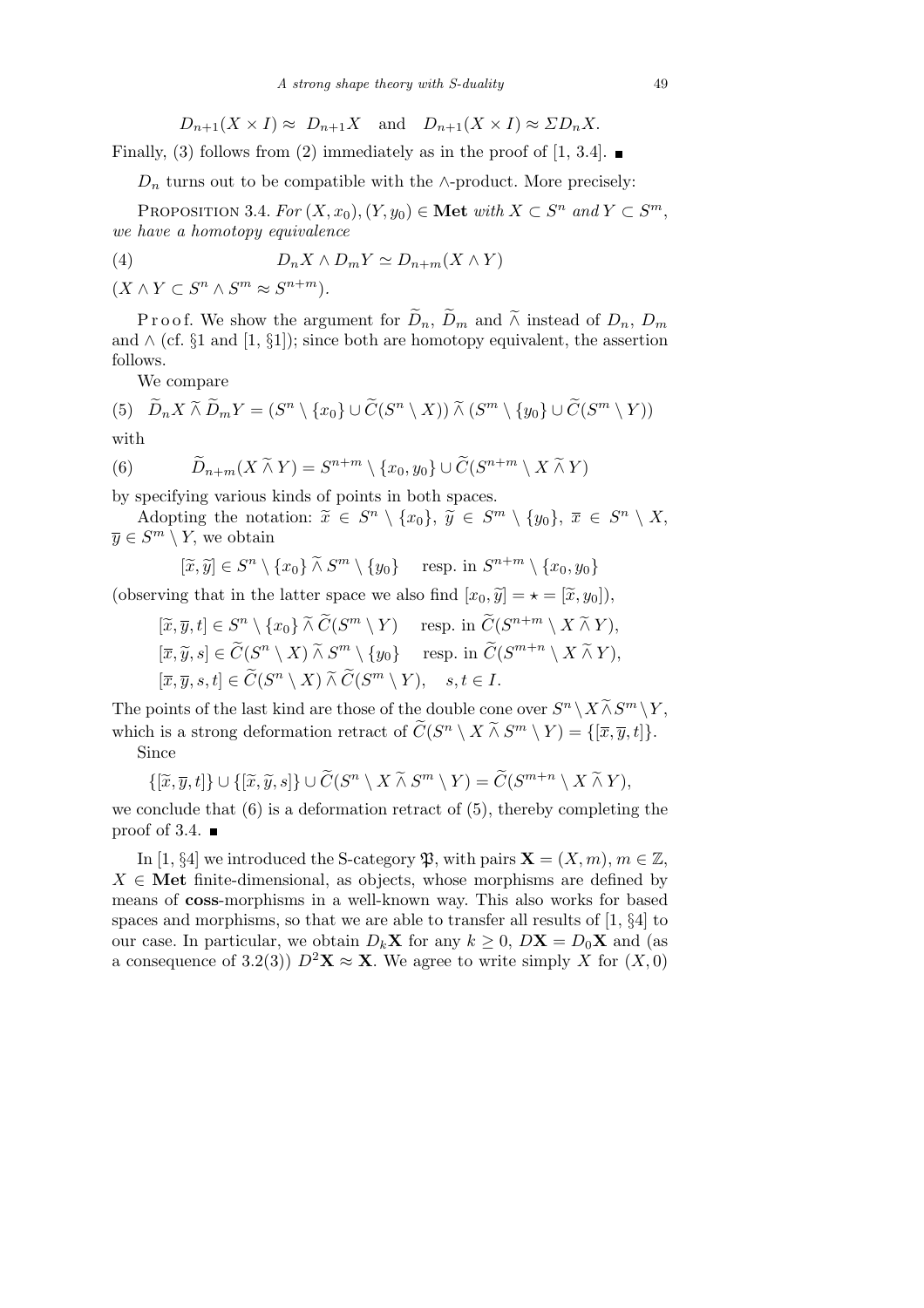$$D_{n+1}(X \times I) \approx D_{n+1}X \quad \text{and} \quad D_{n+1}(X \times I) \approx \Sigma D_n X.$$

Finally, (3) follows from (2) immediately as in the proof of [1, 3.4]. ∎

$D_n$ turns out to be compatible with the $\wedge$-product. More precisely:

Proposition 3.4. *For $(X, x_0), (Y, y_0) \in \mathbf{Met}$ with $X \subset S^n$ and $Y \subset S^m$, we have a homotopy equivalence*

$$D_n X \wedge D_m Y \simeq D_{n+m}(X \wedge Y) \tag{4}$$

$(X \wedge Y \subset S^n \wedge S^m \approx S^{n+m})$.

Proof. We show the argument for $\widetilde{D}_n$, $\widetilde{D}_m$ and $\widetilde{\wedge}$ instead of $D_n$, $D_m$ and $\wedge$ (cf. §1 and [1, §1]); since both are homotopy equivalent, the assertion follows.

We compare

$$\widetilde{D}_n X \mathbin{\widetilde{\wedge}} \widetilde{D}_m Y = (S^n \setminus \{x_0\} \cup \widetilde{C}(S^n \setminus X)) \mathbin{\widetilde{\wedge}} (S^m \setminus \{y_0\} \cup \widetilde{C}(S^m \setminus Y)) \tag{5}$$

with

$$\widetilde{D}_{n+m}(X \mathbin{\widetilde{\wedge}} Y) = S^{n+m} \setminus \{x_0, y_0\} \cup \widetilde{C}(S^{n+m} \setminus X \mathbin{\widetilde{\wedge}} Y) \tag{6}$$

by specifying various kinds of points in both spaces.

Adopting the notation: $\widetilde{x} \in S^n \setminus \{x_0\}$, $\widetilde{y} \in S^m \setminus \{y_0\}$, $\overline{x} \in S^n \setminus X$, $\overline{y} \in S^m \setminus Y$, we obtain

$$[\widetilde{x}, \widetilde{y}] \in S^n \setminus \{x_0\} \mathbin{\widetilde{\wedge}} S^m \setminus \{y_0\} \quad \text{resp. in } S^{n+m} \setminus \{x_0, y_0\}$$

(observing that in the latter space we also find $[x_0, \widetilde{y}] = \star = [\widetilde{x}, y_0]$),

$$[\widetilde{x}, \overline{y}, t] \in S^n \setminus \{x_0\} \mathbin{\widetilde{\wedge}} \widetilde{C}(S^m \setminus Y) \quad \text{resp. in } \widetilde{C}(S^{n+m} \setminus X \mathbin{\widetilde{\wedge}} Y),$$
$$[\overline{x}, \widetilde{y}, s] \in \widetilde{C}(S^n \setminus X) \mathbin{\widetilde{\wedge}} S^m \setminus \{y_0\} \quad \text{resp. in } \widetilde{C}(S^{m+n} \setminus X \mathbin{\widetilde{\wedge}} Y),$$
$$[\overline{x}, \overline{y}, s, t] \in \widetilde{C}(S^n \setminus X) \mathbin{\widetilde{\wedge}} \widetilde{C}(S^m \setminus Y), \quad s, t \in I.$$

The points of the last kind are those of the double cone over $S^n \setminus X \mathbin{\widetilde{\wedge}} S^m \setminus Y$, which is a strong deformation retract of $\widetilde{C}(S^n \setminus X \mathbin{\widetilde{\wedge}} S^m \setminus Y) = \{[\overline{x}, \overline{y}, t]\}$.

Since

$$\{[\widetilde{x}, \overline{y}, t]\} \cup \{[\overline{x}, \widetilde{y}, s]\} \cup \widetilde{C}(S^n \setminus X \mathbin{\widetilde{\wedge}} S^m \setminus Y) = \widetilde{C}(S^{m+n} \setminus X \mathbin{\widetilde{\wedge}} Y),$$

we conclude that (6) is a deformation retract of (5), thereby completing the proof of 3.4. ∎

In [1, §4] we introduced the S-category $\mathfrak{P}$, with pairs $\mathbf{X} = (X, m)$, $m \in \mathbb{Z}$, $X \in \mathbf{Met}$ finite-dimensional, as objects, whose morphisms are defined by means of **coss**-morphisms in a well-known way. This also works for based spaces and morphisms, so that we are able to transfer all results of [1, §4] to our case. In particular, we obtain $D_k \mathbf{X}$ for any $k \geq 0$, $D\mathbf{X} = D_0 \mathbf{X}$ and (as a consequence of 3.2(3)) $D^2 \mathbf{X} \approx \mathbf{X}$. We agree to write simply $X$ for $(X, 0)$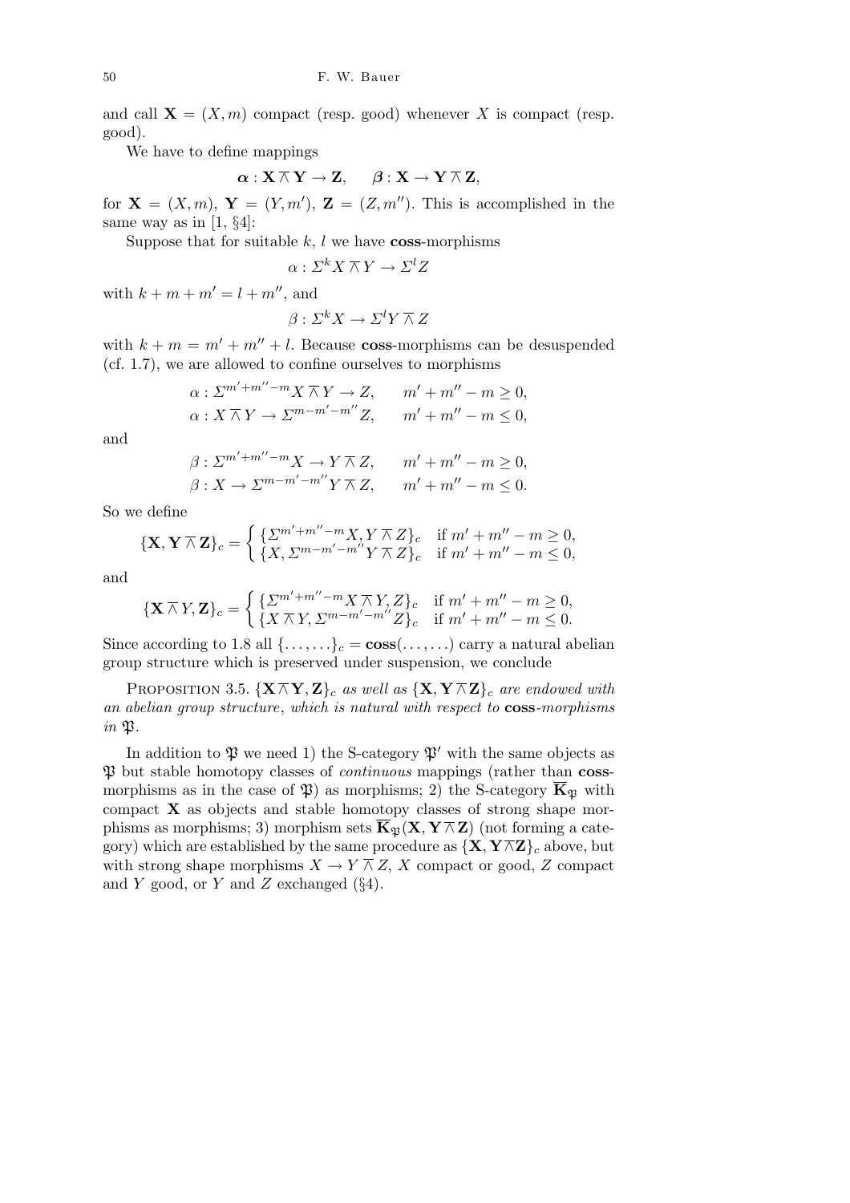and call $\mathbf{X} = (X, m)$ compact (resp. good) whenever $X$ is compact (resp. good).

We have to define mappings

$$\boldsymbol{\alpha} : \mathbf{X} \barwedge \mathbf{Y} \to \mathbf{Z}, \qquad \boldsymbol{\beta} : \mathbf{X} \to \mathbf{Y} \barwedge \mathbf{Z},$$

for $\mathbf{X} = (X, m)$, $\mathbf{Y} = (Y, m')$, $\mathbf{Z} = (Z, m'')$. This is accomplished in the same way as in [1, §4]:

Suppose that for suitable $k$, $l$ we have **coss**-morphisms

$$\alpha : \Sigma^k X \barwedge Y \to \Sigma^l Z$$

with $k + m + m' = l + m''$, and

$$\beta : \Sigma^k X \to \Sigma^l Y \barwedge Z$$

with $k + m = m' + m'' + l$. Because **coss**-morphisms can be desuspended (cf. 1.7), we are allowed to confine ourselves to morphisms

$$\begin{aligned} \alpha &: \Sigma^{m'+m''-m} X \barwedge Y \to Z, \qquad m' + m'' - m \ge 0, \\ \alpha &: X \barwedge Y \to \Sigma^{m-m'-m''} Z, \qquad m' + m'' - m \le 0, \end{aligned}$$

and

$$\begin{aligned} \beta &: \Sigma^{m'+m''-m} X \to Y \barwedge Z, \qquad m' + m'' - m \ge 0, \\ \beta &: X \to \Sigma^{m-m'-m''} Y \barwedge Z, \qquad m' + m'' - m \le 0. \end{aligned}$$

So we define

$$\{\mathbf{X}, \mathbf{Y} \barwedge \mathbf{Z}\}_c = \begin{cases} \{\Sigma^{m'+m''-m} X, Y \barwedge Z\}_c & \text{if } m' + m'' - m \ge 0, \\ \{X, \Sigma^{m-m'-m''} Y \barwedge Z\}_c & \text{if } m' + m'' - m \le 0, \end{cases}$$

and

$$\{\mathbf{X} \barwedge Y, \mathbf{Z}\}_c = \begin{cases} \{\Sigma^{m'+m''-m} X \barwedge Y, Z\}_c & \text{if } m' + m'' - m \ge 0, \\ \{X \barwedge Y, \Sigma^{m-m'-m''} Z\}_c & \text{if } m' + m'' - m \le 0. \end{cases}$$

Since according to 1.8 all $\{\ldots, \ldots\}_c = \mathbf{coss}(\ldots, \ldots)$ carry a natural abelian group structure which is preserved under suspension, we conclude

Proposition 3.5. *$\{\mathbf{X} \barwedge \mathbf{Y}, \mathbf{Z}\}_c$ as well as $\{\mathbf{X}, \mathbf{Y} \barwedge \mathbf{Z}\}_c$ are endowed with an abelian group structure, which is natural with respect to* **coss***-morphisms in* $\mathfrak{P}$.

In addition to $\mathfrak{P}$ we need 1) the S-category $\mathfrak{P}'$ with the same objects as $\mathfrak{P}$ but stable homotopy classes of *continuous* mappings (rather than **coss**-morphisms as in the case of $\mathfrak{P}$) as morphisms; 2) the S-category $\overline{\mathbf{K}}_{\mathfrak{P}}$ with compact $\mathbf{X}$ as objects and stable homotopy classes of strong shape morphisms as morphisms; 3) morphism sets $\overline{\mathbf{K}}_{\mathfrak{P}}(\mathbf{X}, \mathbf{Y} \barwedge \mathbf{Z})$ (not forming a category) which are established by the same procedure as $\{\mathbf{X}, \mathbf{Y} \barwedge \mathbf{Z}\}_c$ above, but with strong shape morphisms $X \to Y \barwedge Z$, $X$ compact or good, $Z$ compact and $Y$ good, or $Y$ and $Z$ exchanged (§4).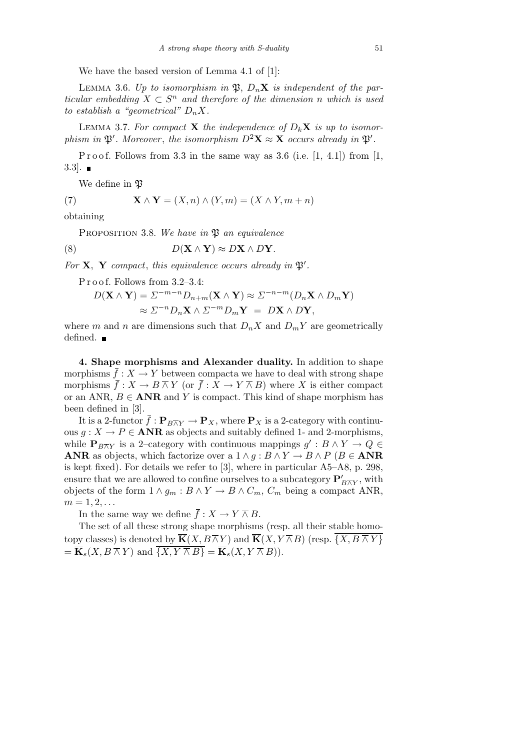We have the based version of Lemma 4.1 of [1]:

Lemma 3.6. *Up to isomorphism in* $\mathfrak{P}$, $D_n\mathbf{X}$ *is independent of the particular embedding* $X \subset S^n$ *and therefore of the dimension* $n$ *which is used to establish a "geometrical"* $D_nX$.

Lemma 3.7. *For compact* $\mathbf{X}$ *the independence of* $D_k\mathbf{X}$ *is up to isomorphism in* $\mathfrak{P}'$. *Moreover*, *the isomorphism* $D^2\mathbf{X} \approx \mathbf{X}$ *occurs already in* $\mathfrak{P}'$.

Proof. Follows from 3.3 in the same way as 3.6 (i.e. [1, 4.1]) from [1, 3.3]. ∎

We define in $\mathfrak{P}$

$$\mathbf{X} \wedge \mathbf{Y} = (X, n) \wedge (Y, m) = (X \wedge Y, m + n) \tag{7}$$

obtaining

Proposition 3.8. *We have in* $\mathfrak{P}$ *an equivalence*

$$D(\mathbf{X} \wedge \mathbf{Y}) \approx D\mathbf{X} \wedge D\mathbf{Y}. \tag{8}$$

*For* $\mathbf{X}$, $\mathbf{Y}$ *compact*, *this equivalence occurs already in* $\mathfrak{P}'$.

Proof. Follows from 3.2–3.4:

$$\begin{aligned} D(\mathbf{X} \wedge \mathbf{Y}) &= \Sigma^{-m-n} D_{n+m}(\mathbf{X} \wedge \mathbf{Y}) \approx \Sigma^{-n-m}(D_n\mathbf{X} \wedge D_m\mathbf{Y}) \\ &\approx \Sigma^{-n} D_n\mathbf{X} \wedge \Sigma^{-m} D_m\mathbf{Y} \;=\; D\mathbf{X} \wedge D\mathbf{Y}, \end{aligned}$$

where $m$ and $n$ are dimensions such that $D_nX$ and $D_mY$ are geometrically defined. ∎

**4. Shape morphisms and Alexander duality.** In addition to shape morphisms $\overline{f} : X \to Y$ between compacta we have to deal with strong shape morphisms $\overline{f} : X \to B \overline{\wedge} Y$ (or $\overline{f} : X \to Y \overline{\wedge} B$) where $X$ is either compact or an ANR, $B \in \mathbf{ANR}$ and $Y$ is compact. This kind of shape morphism has been defined in [3].

It is a 2-functor $\overline{f} : \mathbf{P}_{B\overline{\wedge}Y} \to \mathbf{P}_X$, where $\mathbf{P}_X$ is a 2-category with continuous $g : X \to P \in \mathbf{ANR}$ as objects and suitably defined 1- and 2-morphisms, while $\mathbf{P}_{B\overline{\wedge}Y}$ is a 2–category with continuous mappings $g' : B \wedge Y \to Q \in \mathbf{ANR}$ as objects, which factorize over a $1 \wedge g : B \wedge Y \to B \wedge P$ ($B \in \mathbf{ANR}$ is kept fixed). For details we refer to [3], where in particular A5–A8, p. 298, ensure that we are allowed to confine ourselves to a subcategory $\mathbf{P}'_{B\overline{\wedge}Y}$, with objects of the form $1 \wedge g_m : B \wedge Y \to B \wedge C_m$, $C_m$ being a compact ANR, $m = 1, 2, \ldots$

In the same way we define $\overline{f} : X \to Y \overline{\wedge} B$.

The set of all these strong shape morphisms (resp. all their stable homotopy classes) is denoted by $\overline{\mathbf{K}}(X, B \overline{\wedge} Y)$ and $\overline{\mathbf{K}}(X, Y \overline{\wedge} B)$ (resp. $\overline{\{X, B \overline{\wedge} Y\}} = \overline{\mathbf{K}}_s(X, B \overline{\wedge} Y)$ and $\overline{\{X, Y \overline{\wedge} B\}} = \overline{\mathbf{K}}_s(X, Y \overline{\wedge} B)$).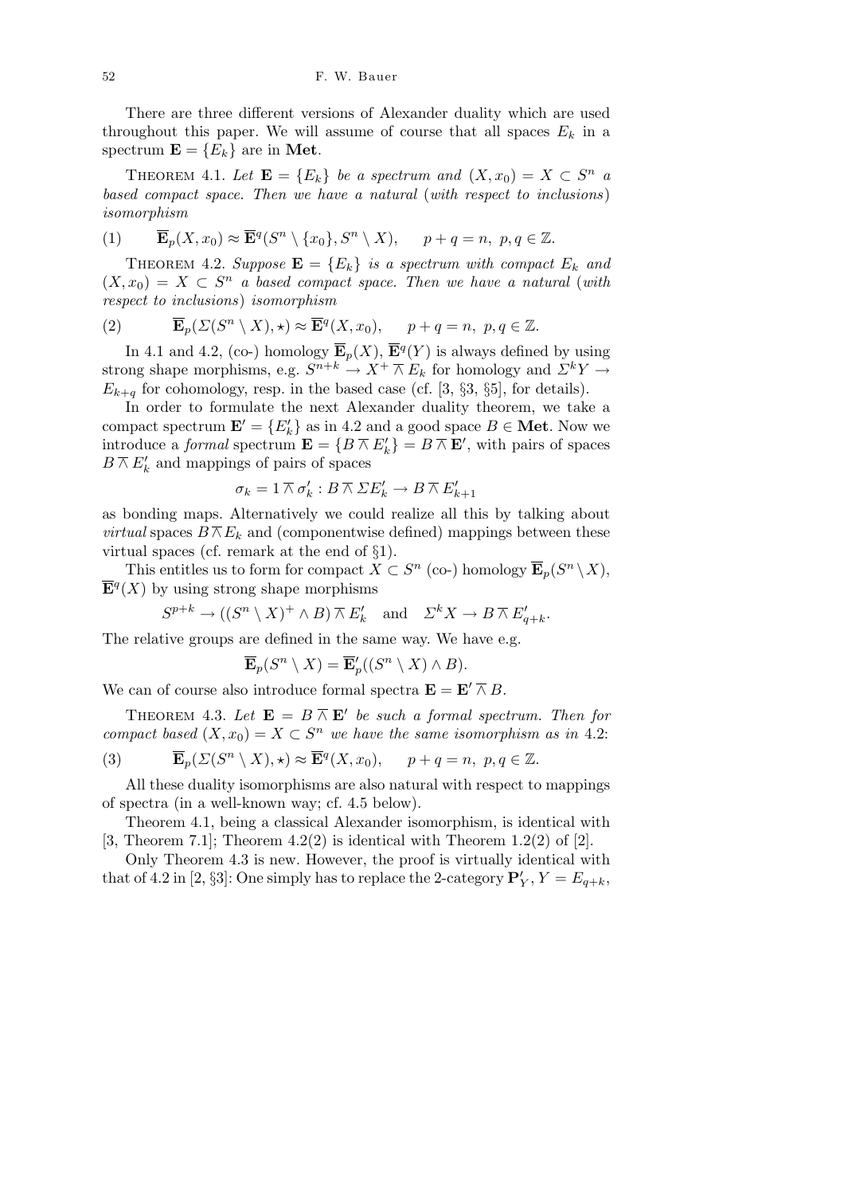There are three different versions of Alexander duality which are used throughout this paper. We will assume of course that all spaces $E_k$ in a spectrum $\mathbf{E} = \{E_k\}$ are in **Met**.

THEOREM 4.1. *Let $\mathbf{E} = \{E_k\}$ be a spectrum and $(X, x_0) = X \subset S^n$ a based compact space. Then we have a natural* (*with respect to inclusions*) *isomorphism*

$$\overline{\mathbf{E}}_p(X, x_0) \approx \overline{\mathbf{E}}^q(S^n \setminus \{x_0\}, S^n \setminus X), \quad p + q = n,\ p, q \in \mathbb{Z}. \tag{1}$$

THEOREM 4.2. *Suppose $\mathbf{E} = \{E_k\}$ is a spectrum with compact $E_k$ and $(X, x_0) = X \subset S^n$ a based compact space. Then we have a natural* (*with respect to inclusions*) *isomorphism*

$$\overline{\mathbf{E}}_p(\Sigma(S^n \setminus X), \star) \approx \overline{\mathbf{E}}^q(X, x_0), \quad p + q = n,\ p, q \in \mathbb{Z}. \tag{2}$$

In 4.1 and 4.2, (co-) homology $\overline{\mathbf{E}}_p(X)$, $\overline{\mathbf{E}}^q(Y)$ is always defined by using strong shape morphisms, e.g. $S^{n+k} \to X^+ \barwedge E_k$ for homology and $\Sigma^k Y \to E_{k+q}$ for cohomology, resp. in the based case (cf. [3, §3, §5], for details).

In order to formulate the next Alexander duality theorem, we take a compact spectrum $\mathbf{E}' = \{E'_k\}$ as in 4.2 and a good space $B \in \mathbf{Met}$. Now we introduce a *formal* spectrum $\mathbf{E} = \{B \barwedge E'_k\} = B \barwedge \mathbf{E}'$, with pairs of spaces $B \barwedge E'_k$ and mappings of pairs of spaces

$$\sigma_k = 1 \barwedge \sigma'_k : B \barwedge \Sigma E'_k \to B \barwedge E'_{k+1}$$

as bonding maps. Alternatively we could realize all this by talking about *virtual* spaces $B \barwedge E_k$ and (componentwise defined) mappings between these virtual spaces (cf. remark at the end of §1).

This entitles us to form for compact $X \subset S^n$ (co-) homology $\overline{\mathbf{E}}_p(S^n \setminus X)$, $\overline{\mathbf{E}}^q(X)$ by using strong shape morphisms

$$S^{p+k} \to ((S^n \setminus X)^+ \wedge B) \barwedge E'_k \quad \text{and} \quad \Sigma^k X \to B \barwedge E'_{q+k}.$$

The relative groups are defined in the same way. We have e.g.

$$\overline{\mathbf{E}}_p(S^n \setminus X) = \overline{\mathbf{E}}'_p((S^n \setminus X) \wedge B).$$

We can of course also introduce formal spectra $\mathbf{E} = \mathbf{E}' \barwedge B$.

THEOREM 4.3. *Let $\mathbf{E} = B \barwedge \mathbf{E}'$ be such a formal spectrum. Then for compact based $(X, x_0) = X \subset S^n$ we have the same isomorphism as in* 4.2:

$$\overline{\mathbf{E}}_p(\Sigma(S^n \setminus X), \star) \approx \overline{\mathbf{E}}^q(X, x_0), \quad p + q = n,\ p, q \in \mathbb{Z}. \tag{3}$$

All these duality isomorphisms are also natural with respect to mappings of spectra (in a well-known way; cf. 4.5 below).

Theorem 4.1, being a classical Alexander isomorphism, is identical with [3, Theorem 7.1]; Theorem 4.2(2) is identical with Theorem 1.2(2) of [2].

Only Theorem 4.3 is new. However, the proof is virtually identical with that of 4.2 in [2, §3]: One simply has to replace the 2-category $\mathbf{P}'_Y$, $Y = E_{q+k}$,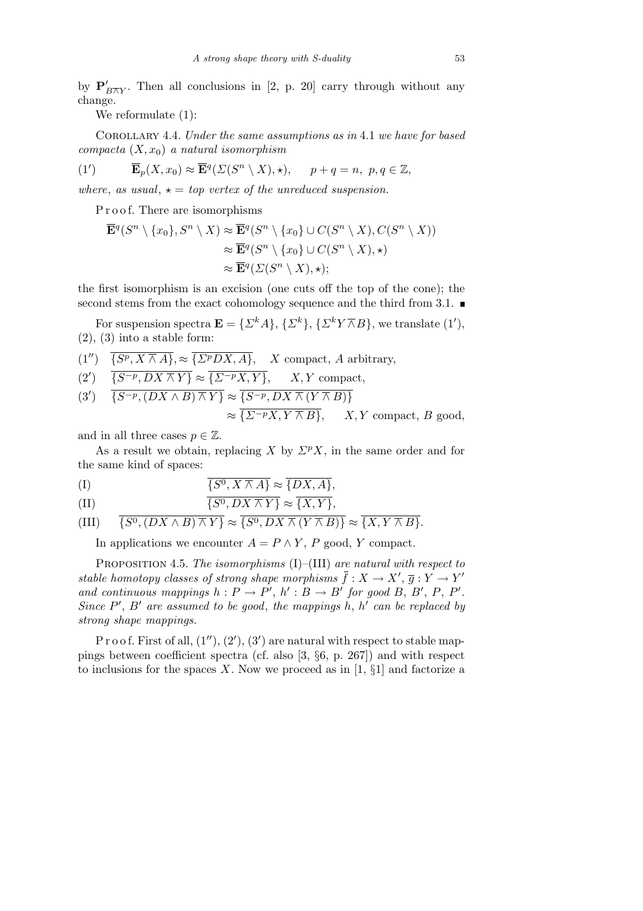by $\mathbf{P}'_{B\overline{\wedge}Y}$. Then all conclusions in [2, p. 20] carry through without any change.

We reformulate (1):

Corollary 4.4. *Under the same assumptions as in* 4.1 *we have for based compacta* $(X, x_0)$ *a natural isomorphism*

$$(1') \qquad \overline{\mathbf{E}}_p(X, x_0) \approx \overline{\mathbf{E}}^q(\Sigma(S^n \setminus X), \star), \qquad p + q = n,\ p, q \in \mathbb{Z},$$

*where*, *as usual*, $\star =$ *top vertex of the unreduced suspension.*

P r o o f. There are isomorphisms

$$\begin{aligned}
\overline{\mathbf{E}}^q(S^n \setminus \{x_0\}, S^n \setminus X) &\approx \overline{\mathbf{E}}^q(S^n \setminus \{x_0\} \cup C(S^n \setminus X), C(S^n \setminus X)) \\
&\approx \overline{\mathbf{E}}^q(S^n \setminus \{x_0\} \cup C(S^n \setminus X), \star) \\
&\approx \overline{\mathbf{E}}^q(\Sigma(S^n \setminus X), \star);
\end{aligned}$$

the first isomorphism is an excision (one cuts off the top of the cone); the second stems from the exact cohomology sequence and the third from 3.1. ∎

For suspension spectra $\mathbf{E} = \{\Sigma^k A\}, \{\Sigma^k\}, \{\Sigma^k Y \overline{\wedge} B\}$, we translate $(1')$, (2), (3) into a stable form:

$(1'')$ $\quad \overline{\{S^p, X \overline{\wedge} A\}}, \approx \overline{\{\Sigma^p DX, A\}}$, $\quad X$ compact, $A$ arbitrary,

$(2')$ $\quad \overline{\{S^{-p}, DX \overline{\wedge} Y\}} \approx \overline{\{\Sigma^{-p} X, Y\}}$, $\quad X, Y$ compact,

$(3')$ $\quad \overline{\{S^{-p}, (DX \wedge B) \overline{\wedge} Y\}} \approx \overline{\{S^{-p}, DX \overline{\wedge} (Y \overline{\wedge} B)\}}$
$\qquad\qquad \approx \overline{\{\Sigma^{-p} X, Y \overline{\wedge} B\}}$, $\quad X, Y$ compact, $B$ good,

and in all three cases $p \in \mathbb{Z}$.

As a result we obtain, replacing $X$ by $\Sigma^p X$, in the same order and for the same kind of spaces:

$$\text{(I)} \qquad \overline{\{S^0, X \overline{\wedge} A\}} \approx \overline{\{DX, A\}},$$

$$\text{(II)} \qquad \overline{\{S^0, DX \overline{\wedge} Y\}} \approx \overline{\{X, Y\}},$$

$$\text{(III)} \qquad \overline{\{S^0, (DX \wedge B) \overline{\wedge} Y\}} \approx \overline{\{S^0, DX \overline{\wedge} (Y \overline{\wedge} B)\}} \approx \overline{\{X, Y \overline{\wedge} B\}}.$$

In applications we encounter $A = P \wedge Y$, $P$ good, $Y$ compact.

Proposition 4.5. *The isomorphisms* (I)–(III) *are natural with respect to stable homotopy classes of strong shape morphisms* $\overline{f} : X \to X'$, $\overline{g} : Y \to Y'$ *and continuous mappings* $h : P \to P'$, $h' : B \to B'$ *for good* $B$, $B'$, $P$, $P'$. *Since* $P'$, $B'$ *are assumed to be good*, *the mappings* $h$, $h'$ *can be replaced by strong shape mappings.*

P r o o f. First of all, $(1'')$, $(2')$, $(3')$ are natural with respect to stable mappings between coefficient spectra (cf. also [3, §6, p. 267]) and with respect to inclusions for the spaces $X$. Now we proceed as in [1, §1] and factorize a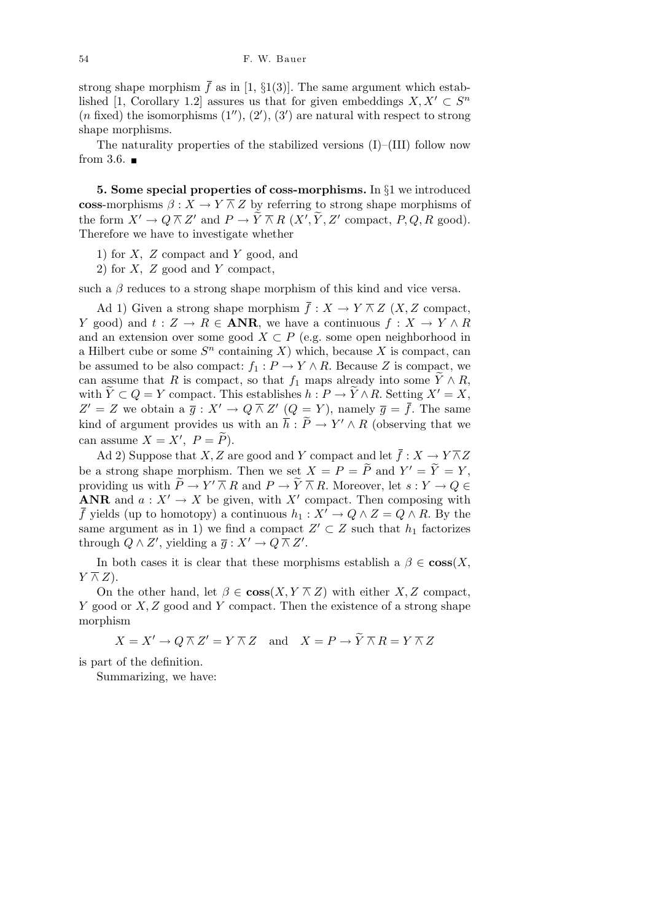strong shape morphism $\bar{f}$ as in [1, §1(3)]. The same argument which established [1, Corollary 1.2] assures us that for given embeddings $X, X' \subset S^n$ ($n$ fixed) the isomorphisms $(1'')$, $(2')$, $(3')$ are natural with respect to strong shape morphisms.

The naturality properties of the stabilized versions (I)–(III) follow now from 3.6. ■

**5. Some special properties of coss-morphisms.** In §1 we introduced **coss**-morphisms $\beta : X \to Y \barwedge Z$ by referring to strong shape morphisms of the form $X' \to Q \barwedge Z'$ and $P \to \widetilde{Y} \barwedge R$ ($X', \widetilde{Y}, Z'$ compact, $P, Q, R$ good). Therefore we have to investigate whether

1) for $X$, $Z$ compact and $Y$ good, and
2) for $X$, $Z$ good and $Y$ compact,

such a $\beta$ reduces to a strong shape morphism of this kind and vice versa.

Ad 1) Given a strong shape morphism $\bar{f} : X \to Y \barwedge Z$ ($X, Z$ compact, $Y$ good) and $t : Z \to R \in$ **ANR**, we have a continuous $f : X \to Y \wedge R$ and an extension over some good $X \subset P$ (e.g. some open neighborhood in a Hilbert cube or some $S^n$ containing $X$) which, because $X$ is compact, can be assumed to be also compact: $f_1 : P \to Y \wedge R$. Because $Z$ is compact, we can assume that $R$ is compact, so that $f_1$ maps already into some $\widetilde{Y} \wedge R$, with $\widetilde{Y} \subset Q = Y$ compact. This establishes $h : P \to \widetilde{Y} \wedge R$. Setting $X' = X$, $Z' = Z$ we obtain a $\bar{g} : X' \to Q \barwedge Z'$ ($Q = Y$), namely $\bar{g} = \bar{f}$. The same kind of argument provides us with an $\bar{h} : \widetilde{P} \to Y' \wedge R$ (observing that we can assume $X = X'$, $P = \widetilde{P}$).

Ad 2) Suppose that $X, Z$ are good and $Y$ compact and let $\bar{f} : X \to Y \barwedge Z$ be a strong shape morphism. Then we set $X = P = \widetilde{P}$ and $Y' = \widetilde{Y} = Y$, providing us with $\widetilde{P} \to Y' \barwedge R$ and $P \to \widetilde{Y} \barwedge R$. Moreover, let $s : Y \to Q \in$ **ANR** and $a : X' \to X$ be given, with $X'$ compact. Then composing with $\bar{f}$ yields (up to homotopy) a continuous $h_1 : X' \to Q \wedge Z = Q \wedge R$. By the same argument as in 1) we find a compact $Z' \subset Z$ such that $h_1$ factorizes through $Q \wedge Z'$, yielding a $\bar{g} : X' \to Q \barwedge Z'$.

In both cases it is clear that these morphisms establish a $\beta \in$ **coss**$(X, Y \barwedge Z)$.

On the other hand, let $\beta \in$ **coss**$(X, Y \barwedge Z)$ with either $X, Z$ compact, $Y$ good or $X, Z$ good and $Y$ compact. Then the existence of a strong shape morphism

$$X = X' \to Q \barwedge Z' = Y \barwedge Z \quad \text{and} \quad X = P \to \widetilde{Y} \barwedge R = Y \barwedge Z$$

is part of the definition.

Summarizing, we have: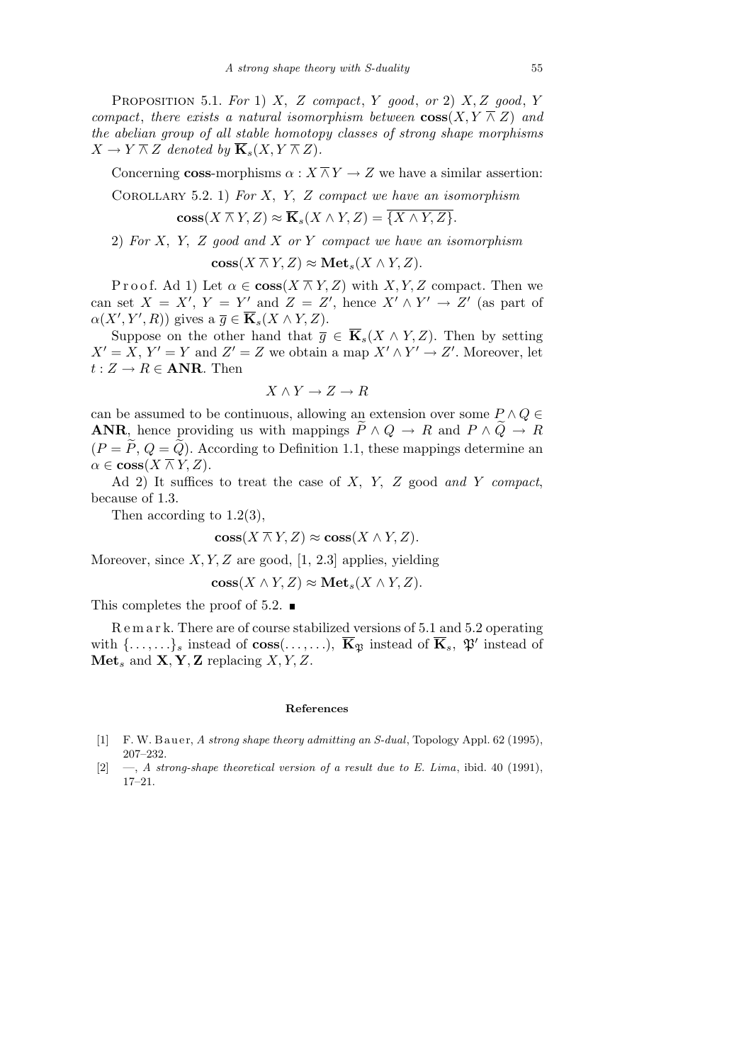Proposition 5.1. *For* 1) $X$, $Z$ *compact*, $Y$ *good*, *or* 2) $X, Z$ *good*, $Y$ *compact*, *there exists a natural isomorphism between* $\mathbf{coss}(X, Y \barwedge Z)$ *and the abelian group of all stable homotopy classes of strong shape morphisms* $X \to Y \barwedge Z$ *denoted by* $\overline{\mathbf{K}}_s(X, Y \barwedge Z)$.

Concerning **coss**-morphisms $\alpha : X \barwedge Y \to Z$ we have a similar assertion:

Corollary 5.2. 1) *For* $X$, $Y$, $Z$ *compact we have an isomorphism*

$$\mathbf{coss}(X \barwedge Y, Z) \approx \overline{\mathbf{K}}_s(X \wedge Y, Z) = \overline{\{X \wedge Y, Z\}}.$$

2) *For* $X$, $Y$, $Z$ *good and* $X$ *or* $Y$ *compact we have an isomorphism*

$$\mathbf{coss}(X \barwedge Y, Z) \approx \mathbf{Met}_s(X \wedge Y, Z).$$

Proof. Ad 1) Let $\alpha \in \mathbf{coss}(X \barwedge Y, Z)$ with $X, Y, Z$ compact. Then we can set $X = X'$, $Y = Y'$ and $Z = Z'$, hence $X' \wedge Y' \to Z'$ (as part of $\alpha(X', Y', R)$) gives a $\overline{g} \in \overline{\mathbf{K}}_s(X \wedge Y, Z)$.

Suppose on the other hand that $\overline{g} \in \overline{\mathbf{K}}_s(X \wedge Y, Z)$. Then by setting $X' = X$, $Y' = Y$ and $Z' = Z$ we obtain a map $X' \wedge Y' \to Z'$. Moreover, let $t : Z \to R \in \mathbf{ANR}$. Then

$$X \wedge Y \to Z \to R$$

can be assumed to be continuous, allowing an extension over some $P \wedge Q \in \mathbf{ANR}$, hence providing us with mappings $\widetilde{P} \wedge Q \to R$ and $P \wedge \widetilde{Q} \to R$ ($P = \widetilde{P}$, $Q = \widetilde{Q}$). According to Definition 1.1, these mappings determine an $\alpha \in \mathbf{coss}(X \barwedge Y, Z)$.

Ad 2) It suffices to treat the case of $X$, $Y$, $Z$ good *and* $Y$ *compact*, because of 1.3.

Then according to 1.2(3),

$$\mathbf{coss}(X \barwedge Y, Z) \approx \mathbf{coss}(X \wedge Y, Z).$$

Moreover, since $X, Y, Z$ are good, [1, 2.3] applies, yielding

$$\mathbf{coss}(X \wedge Y, Z) \approx \mathbf{Met}_s(X \wedge Y, Z).$$

This completes the proof of 5.2. ■

Remark. There are of course stabilized versions of 5.1 and 5.2 operating with $\{\ldots, \ldots\}_s$ instead of $\mathbf{coss}(\ldots, \ldots)$, $\overline{\mathbf{K}}_{\mathfrak{P}}$ instead of $\overline{\mathbf{K}}_s$, $\mathfrak{P}'$ instead of $\mathbf{Met}_s$ and $\mathbf{X}, \mathbf{Y}, \mathbf{Z}$ replacing $X, Y, Z$.

## References

[1] F. W. Bauer, *A strong shape theory admitting an S-dual*, Topology Appl. 62 (1995), 207–232.

[2] —, *A strong-shape theoretical version of a result due to E. Lima*, ibid. 40 (1991), 17–21.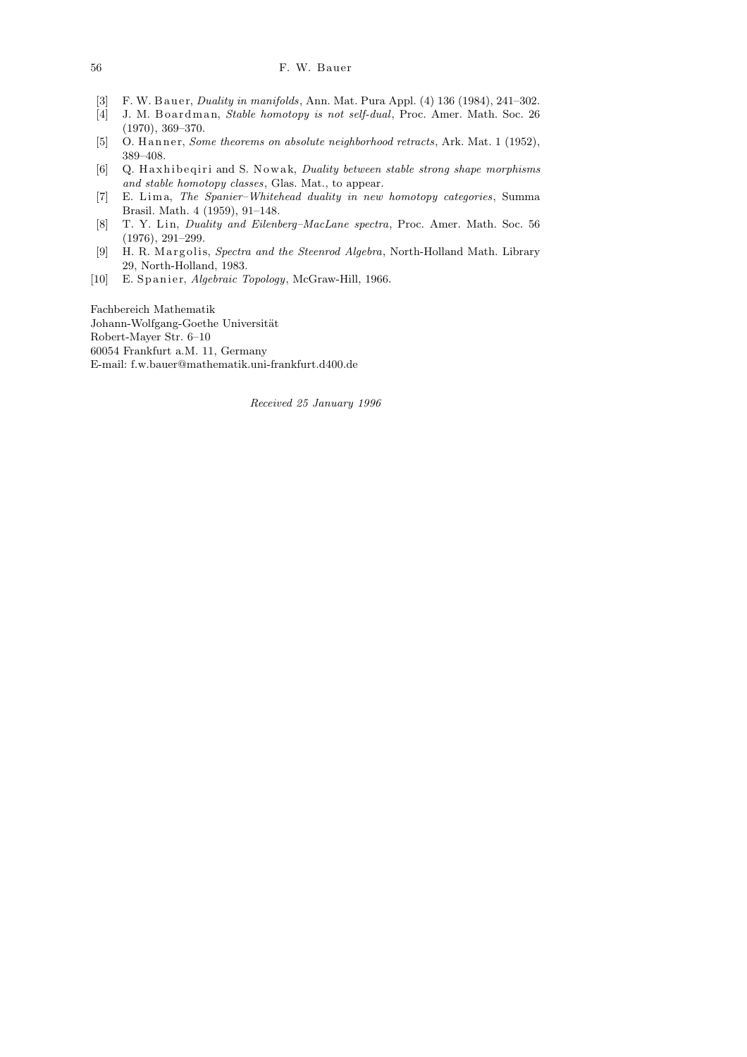[3] F. W. Bauer, *Duality in manifolds*, Ann. Mat. Pura Appl. (4) 136 (1984), 241–302.

[4] J. M. Boardman, *Stable homotopy is not self-dual*, Proc. Amer. Math. Soc. 26 (1970), 369–370.

[5] O. Hanner, *Some theorems on absolute neighborhood retracts*, Ark. Mat. 1 (1952), 389–408.

[6] Q. Haxhibeqiri and S. Nowak, *Duality between stable strong shape morphisms and stable homotopy classes*, Glas. Mat., to appear.

[7] E. Lima, *The Spanier–Whitehead duality in new homotopy categories*, Summa Brasil. Math. 4 (1959), 91–148.

[8] T. Y. Lin, *Duality and Eilenberg–MacLane spectra*, Proc. Amer. Math. Soc. 56 (1976), 291–299.

[9] H. R. Margolis, *Spectra and the Steenrod Algebra*, North-Holland Math. Library 29, North-Holland, 1983.

[10] E. Spanier, *Algebraic Topology*, McGraw-Hill, 1966.

Fachbereich Mathematik
Johann-Wolfgang-Goethe Universität
Robert-Mayer Str. 6–10
60054 Frankfurt a.M. 11, Germany
E-mail: f.w.bauer@mathematik.uni-frankfurt.d400.de

*Received 25 January 1996*